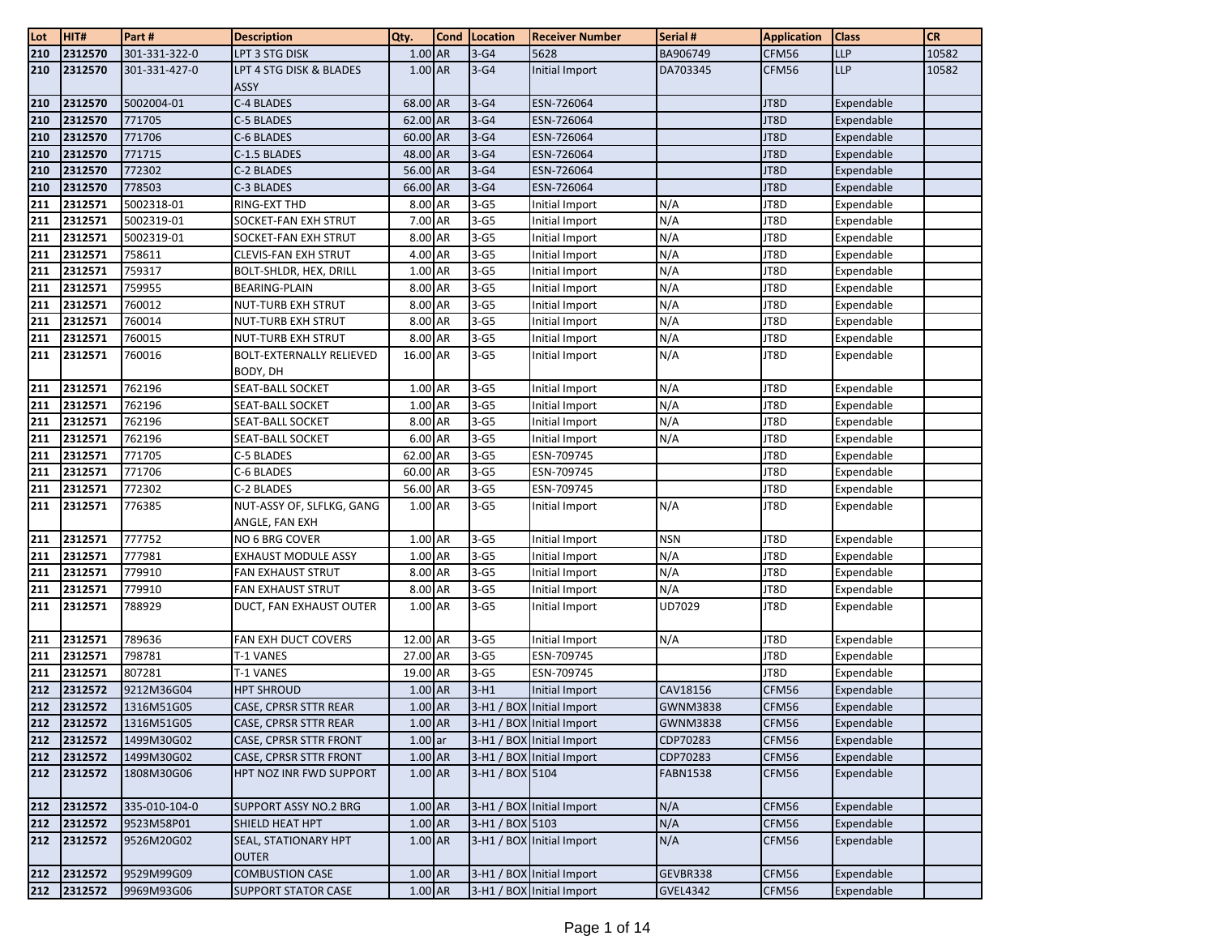| Lot | HIT# | Part # | Description | Qty. | Cond | Location | Receiver Number | Serial # | Application | Class | CR |
|---|---|---|---|---|---|---|---|---|---|---|---|
| 210 | 2312570 | 301-331-322-0 | LPT 3 STG DISK | 1.00 | AR | 3-G4 | 5628 | BA906749 | CFM56 | LLP | 10582 |
| 210 | 2312570 | 301-331-427-0 | LPT 4 STG DISK & BLADES ASSY | 1.00 | AR | 3-G4 | Initial Import | DA703345 | CFM56 | LLP | 10582 |
| 210 | 2312570 | 5002004-01 | C-4 BLADES | 68.00 | AR | 3-G4 | ESN-726064 | | JT8D | Expendable | |
| 210 | 2312570 | 771705 | C-5 BLADES | 62.00 | AR | 3-G4 | ESN-726064 | | JT8D | Expendable | |
| 210 | 2312570 | 771706 | C-6 BLADES | 60.00 | AR | 3-G4 | ESN-726064 | | JT8D | Expendable | |
| 210 | 2312570 | 771715 | C-1.5 BLADES | 48.00 | AR | 3-G4 | ESN-726064 | | JT8D | Expendable | |
| 210 | 2312570 | 772302 | C-2 BLADES | 56.00 | AR | 3-G4 | ESN-726064 | | JT8D | Expendable | |
| 210 | 2312570 | 778503 | C-3 BLADES | 66.00 | AR | 3-G4 | ESN-726064 | | JT8D | Expendable | |
| 211 | 2312571 | 5002318-01 | RING-EXT THD | 8.00 | AR | 3-G5 | Initial Import | N/A | JT8D | Expendable | |
| 211 | 2312571 | 5002319-01 | SOCKET-FAN EXH STRUT | 7.00 | AR | 3-G5 | Initial Import | N/A | JT8D | Expendable | |
| 211 | 2312571 | 5002319-01 | SOCKET-FAN EXH STRUT | 8.00 | AR | 3-G5 | Initial Import | N/A | JT8D | Expendable | |
| 211 | 2312571 | 758611 | CLEVIS-FAN EXH STRUT | 4.00 | AR | 3-G5 | Initial Import | N/A | JT8D | Expendable | |
| 211 | 2312571 | 759317 | BOLT-SHLDR, HEX, DRILL | 1.00 | AR | 3-G5 | Initial Import | N/A | JT8D | Expendable | |
| 211 | 2312571 | 759955 | BEARING-PLAIN | 8.00 | AR | 3-G5 | Initial Import | N/A | JT8D | Expendable | |
| 211 | 2312571 | 760012 | NUT-TURB EXH STRUT | 8.00 | AR | 3-G5 | Initial Import | N/A | JT8D | Expendable | |
| 211 | 2312571 | 760014 | NUT-TURB EXH STRUT | 8.00 | AR | 3-G5 | Initial Import | N/A | JT8D | Expendable | |
| 211 | 2312571 | 760015 | NUT-TURB EXH STRUT | 8.00 | AR | 3-G5 | Initial Import | N/A | JT8D | Expendable | |
| 211 | 2312571 | 760016 | BOLT-EXTERNALLY RELIEVED BODY, DH | 16.00 | AR | 3-G5 | Initial Import | N/A | JT8D | Expendable | |
| 211 | 2312571 | 762196 | SEAT-BALL SOCKET | 1.00 | AR | 3-G5 | Initial Import | N/A | JT8D | Expendable | |
| 211 | 2312571 | 762196 | SEAT-BALL SOCKET | 1.00 | AR | 3-G5 | Initial Import | N/A | JT8D | Expendable | |
| 211 | 2312571 | 762196 | SEAT-BALL SOCKET | 8.00 | AR | 3-G5 | Initial Import | N/A | JT8D | Expendable | |
| 211 | 2312571 | 762196 | SEAT-BALL SOCKET | 6.00 | AR | 3-G5 | Initial Import | N/A | JT8D | Expendable | |
| 211 | 2312571 | 771705 | C-5 BLADES | 62.00 | AR | 3-G5 | ESN-709745 | | JT8D | Expendable | |
| 211 | 2312571 | 771706 | C-6 BLADES | 60.00 | AR | 3-G5 | ESN-709745 | | JT8D | Expendable | |
| 211 | 2312571 | 772302 | C-2 BLADES | 56.00 | AR | 3-G5 | ESN-709745 | | JT8D | Expendable | |
| 211 | 2312571 | 776385 | NUT-ASSY OF, SLFLKG, GANG ANGLE, FAN EXH | 1.00 | AR | 3-G5 | Initial Import | N/A | JT8D | Expendable | |
| 211 | 2312571 | 777752 | NO 6 BRG COVER | 1.00 | AR | 3-G5 | Initial Import | NSN | JT8D | Expendable | |
| 211 | 2312571 | 777981 | EXHAUST MODULE ASSY | 1.00 | AR | 3-G5 | Initial Import | N/A | JT8D | Expendable | |
| 211 | 2312571 | 779910 | FAN EXHAUST STRUT | 8.00 | AR | 3-G5 | Initial Import | N/A | JT8D | Expendable | |
| 211 | 2312571 | 779910 | FAN EXHAUST STRUT | 8.00 | AR | 3-G5 | Initial Import | N/A | JT8D | Expendable | |
| 211 | 2312571 | 788929 | DUCT, FAN EXHAUST OUTER | 1.00 | AR | 3-G5 | Initial Import | UD7029 | JT8D | Expendable | |
| 211 | 2312571 | 789636 | FAN EXH DUCT COVERS | 12.00 | AR | 3-G5 | Initial Import | N/A | JT8D | Expendable | |
| 211 | 2312571 | 798781 | T-1 VANES | 27.00 | AR | 3-G5 | ESN-709745 | | JT8D | Expendable | |
| 211 | 2312571 | 807281 | T-1 VANES | 19.00 | AR | 3-G5 | ESN-709745 | | JT8D | Expendable | |
| 212 | 2312572 | 9212M36G04 | HPT SHROUD | 1.00 | AR | 3-H1 | Initial Import | CAV18156 | CFM56 | Expendable | |
| 212 | 2312572 | 1316M51G05 | CASE, CPRSR STTR REAR | 1.00 | AR | 3-H1 / BOX | Initial Import | GWNM3838 | CFM56 | Expendable | |
| 212 | 2312572 | 1316M51G05 | CASE, CPRSR STTR REAR | 1.00 | AR | 3-H1 / BOX | Initial Import | GWNM3838 | CFM56 | Expendable | |
| 212 | 2312572 | 1499M30G02 | CASE, CPRSR STTR FRONT | 1.00 | ar | 3-H1 / BOX | Initial Import | CDP70283 | CFM56 | Expendable | |
| 212 | 2312572 | 1499M30G02 | CASE, CPRSR STTR FRONT | 1.00 | AR | 3-H1 / BOX | Initial Import | CDP70283 | CFM56 | Expendable | |
| 212 | 2312572 | 1808M30G06 | HPT NOZ INR FWD SUPPORT | 1.00 | AR | 3-H1 / BOX | 5104 | FABN1538 | CFM56 | Expendable | |
| 212 | 2312572 | 335-010-104-0 | SUPPORT ASSY NO.2 BRG | 1.00 | AR | 3-H1 / BOX | Initial Import | N/A | CFM56 | Expendable | |
| 212 | 2312572 | 9523M58P01 | SHIELD HEAT HPT | 1.00 | AR | 3-H1 / BOX | 5103 | N/A | CFM56 | Expendable | |
| 212 | 2312572 | 9526M20G02 | SEAL, STATIONARY HPT OUTER | 1.00 | AR | 3-H1 / BOX | Initial Import | N/A | CFM56 | Expendable | |
| 212 | 2312572 | 9529M99G09 | COMBUSTION CASE | 1.00 | AR | 3-H1 / BOX | Initial Import | GEVBR338 | CFM56 | Expendable | |
| 212 | 2312572 | 9969M93G06 | SUPPORT STATOR CASE | 1.00 | AR | 3-H1 / BOX | Initial Import | GVEL4342 | CFM56 | Expendable | |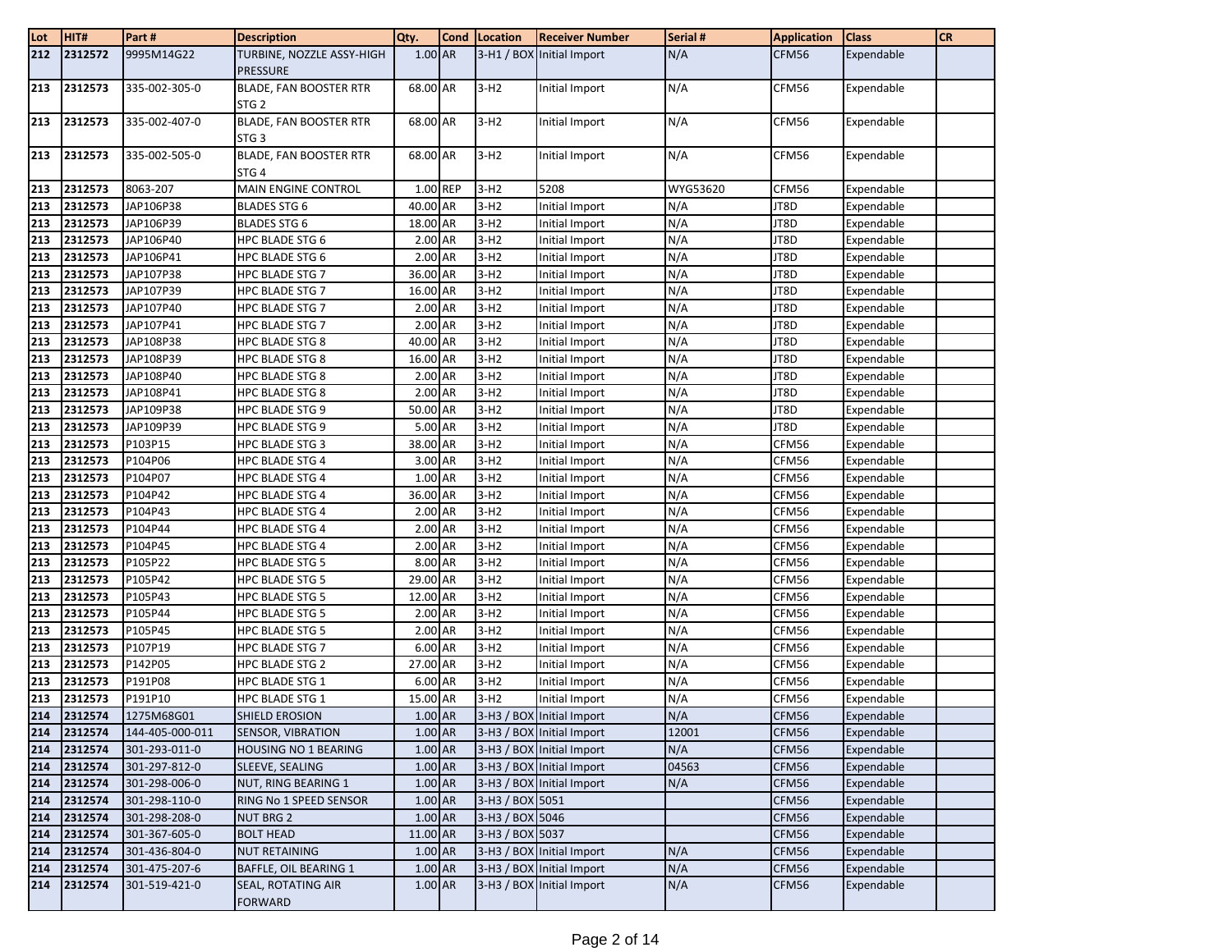| Lot | HIT# | Part # | Description | Qty. | Cond | Location | Receiver Number | Serial # | Application | Class | CR |
|---|---|---|---|---|---|---|---|---|---|---|---|
| 212 | 2312572 | 9995M14G22 | TURBINE, NOZZLE ASSY-HIGH PRESSURE | 1.00 | AR | 3-H1 / BOX | Initial Import | N/A | CFM56 | Expendable | |
| 213 | 2312573 | 335-002-305-0 | BLADE, FAN BOOSTER RTR STG 2 | 68.00 | AR | 3-H2 | Initial Import | N/A | CFM56 | Expendable | |
| 213 | 2312573 | 335-002-407-0 | BLADE, FAN BOOSTER RTR STG 3 | 68.00 | AR | 3-H2 | Initial Import | N/A | CFM56 | Expendable | |
| 213 | 2312573 | 335-002-505-0 | BLADE, FAN BOOSTER RTR STG 4 | 68.00 | AR | 3-H2 | Initial Import | N/A | CFM56 | Expendable | |
| 213 | 2312573 | 8063-207 | MAIN ENGINE CONTROL | 1.00 | REP | 3-H2 | 5208 | WYG53620 | CFM56 | Expendable | |
| 213 | 2312573 | JAP106P38 | BLADES STG 6 | 40.00 | AR | 3-H2 | Initial Import | N/A | JT8D | Expendable | |
| 213 | 2312573 | JAP106P39 | BLADES STG 6 | 18.00 | AR | 3-H2 | Initial Import | N/A | JT8D | Expendable | |
| 213 | 2312573 | JAP106P40 | HPC BLADE STG 6 | 2.00 | AR | 3-H2 | Initial Import | N/A | JT8D | Expendable | |
| 213 | 2312573 | JAP106P41 | HPC BLADE STG 6 | 2.00 | AR | 3-H2 | Initial Import | N/A | JT8D | Expendable | |
| 213 | 2312573 | JAP107P38 | HPC BLADE STG 7 | 36.00 | AR | 3-H2 | Initial Import | N/A | JT8D | Expendable | |
| 213 | 2312573 | JAP107P39 | HPC BLADE STG 7 | 16.00 | AR | 3-H2 | Initial Import | N/A | JT8D | Expendable | |
| 213 | 2312573 | JAP107P40 | HPC BLADE STG 7 | 2.00 | AR | 3-H2 | Initial Import | N/A | JT8D | Expendable | |
| 213 | 2312573 | JAP107P41 | HPC BLADE STG 7 | 2.00 | AR | 3-H2 | Initial Import | N/A | JT8D | Expendable | |
| 213 | 2312573 | JAP108P38 | HPC BLADE STG 8 | 40.00 | AR | 3-H2 | Initial Import | N/A | JT8D | Expendable | |
| 213 | 2312573 | JAP108P39 | HPC BLADE STG 8 | 16.00 | AR | 3-H2 | Initial Import | N/A | JT8D | Expendable | |
| 213 | 2312573 | JAP108P40 | HPC BLADE STG 8 | 2.00 | AR | 3-H2 | Initial Import | N/A | JT8D | Expendable | |
| 213 | 2312573 | JAP108P41 | HPC BLADE STG 8 | 2.00 | AR | 3-H2 | Initial Import | N/A | JT8D | Expendable | |
| 213 | 2312573 | JAP109P38 | HPC BLADE STG 9 | 50.00 | AR | 3-H2 | Initial Import | N/A | JT8D | Expendable | |
| 213 | 2312573 | JAP109P39 | HPC BLADE STG 9 | 5.00 | AR | 3-H2 | Initial Import | N/A | JT8D | Expendable | |
| 213 | 2312573 | P103P15 | HPC BLADE STG 3 | 38.00 | AR | 3-H2 | Initial Import | N/A | CFM56 | Expendable | |
| 213 | 2312573 | P104P06 | HPC BLADE STG 4 | 3.00 | AR | 3-H2 | Initial Import | N/A | CFM56 | Expendable | |
| 213 | 2312573 | P104P07 | HPC BLADE STG 4 | 1.00 | AR | 3-H2 | Initial Import | N/A | CFM56 | Expendable | |
| 213 | 2312573 | P104P42 | HPC BLADE STG 4 | 36.00 | AR | 3-H2 | Initial Import | N/A | CFM56 | Expendable | |
| 213 | 2312573 | P104P43 | HPC BLADE STG 4 | 2.00 | AR | 3-H2 | Initial Import | N/A | CFM56 | Expendable | |
| 213 | 2312573 | P104P44 | HPC BLADE STG 4 | 2.00 | AR | 3-H2 | Initial Import | N/A | CFM56 | Expendable | |
| 213 | 2312573 | P104P45 | HPC BLADE STG 4 | 2.00 | AR | 3-H2 | Initial Import | N/A | CFM56 | Expendable | |
| 213 | 2312573 | P105P22 | HPC BLADE STG 5 | 8.00 | AR | 3-H2 | Initial Import | N/A | CFM56 | Expendable | |
| 213 | 2312573 | P105P42 | HPC BLADE STG 5 | 29.00 | AR | 3-H2 | Initial Import | N/A | CFM56 | Expendable | |
| 213 | 2312573 | P105P43 | HPC BLADE STG 5 | 12.00 | AR | 3-H2 | Initial Import | N/A | CFM56 | Expendable | |
| 213 | 2312573 | P105P44 | HPC BLADE STG 5 | 2.00 | AR | 3-H2 | Initial Import | N/A | CFM56 | Expendable | |
| 213 | 2312573 | P105P45 | HPC BLADE STG 5 | 2.00 | AR | 3-H2 | Initial Import | N/A | CFM56 | Expendable | |
| 213 | 2312573 | P107P19 | HPC BLADE STG 7 | 6.00 | AR | 3-H2 | Initial Import | N/A | CFM56 | Expendable | |
| 213 | 2312573 | P142P05 | HPC BLADE STG 2 | 27.00 | AR | 3-H2 | Initial Import | N/A | CFM56 | Expendable | |
| 213 | 2312573 | P191P08 | HPC BLADE STG 1 | 6.00 | AR | 3-H2 | Initial Import | N/A | CFM56 | Expendable | |
| 213 | 2312573 | P191P10 | HPC BLADE STG 1 | 15.00 | AR | 3-H2 | Initial Import | N/A | CFM56 | Expendable | |
| 214 | 2312574 | 1275M68G01 | SHIELD EROSION | 1.00 | AR | 3-H3 / BOX | Initial Import | N/A | CFM56 | Expendable | |
| 214 | 2312574 | 144-405-000-011 | SENSOR, VIBRATION | 1.00 | AR | 3-H3 / BOX | Initial Import | 12001 | CFM56 | Expendable | |
| 214 | 2312574 | 301-293-011-0 | HOUSING NO 1 BEARING | 1.00 | AR | 3-H3 / BOX | Initial Import | N/A | CFM56 | Expendable | |
| 214 | 2312574 | 301-297-812-0 | SLEEVE, SEALING | 1.00 | AR | 3-H3 / BOX | Initial Import | 04563 | CFM56 | Expendable | |
| 214 | 2312574 | 301-298-006-0 | NUT, RING BEARING 1 | 1.00 | AR | 3-H3 / BOX | Initial Import | N/A | CFM56 | Expendable | |
| 214 | 2312574 | 301-298-110-0 | RING No 1 SPEED SENSOR | 1.00 | AR | 3-H3 / BOX | 5051 | | CFM56 | Expendable | |
| 214 | 2312574 | 301-298-208-0 | NUT BRG 2 | 1.00 | AR | 3-H3 / BOX | 5046 | | CFM56 | Expendable | |
| 214 | 2312574 | 301-367-605-0 | BOLT HEAD | 11.00 | AR | 3-H3 / BOX | 5037 | | CFM56 | Expendable | |
| 214 | 2312574 | 301-436-804-0 | NUT RETAINING | 1.00 | AR | 3-H3 / BOX | Initial Import | N/A | CFM56 | Expendable | |
| 214 | 2312574 | 301-475-207-6 | BAFFLE, OIL BEARING 1 | 1.00 | AR | 3-H3 / BOX | Initial Import | N/A | CFM56 | Expendable | |
| 214 | 2312574 | 301-519-421-0 | SEAL, ROTATING AIR FORWARD | 1.00 | AR | 3-H3 / BOX | Initial Import | N/A | CFM56 | Expendable | |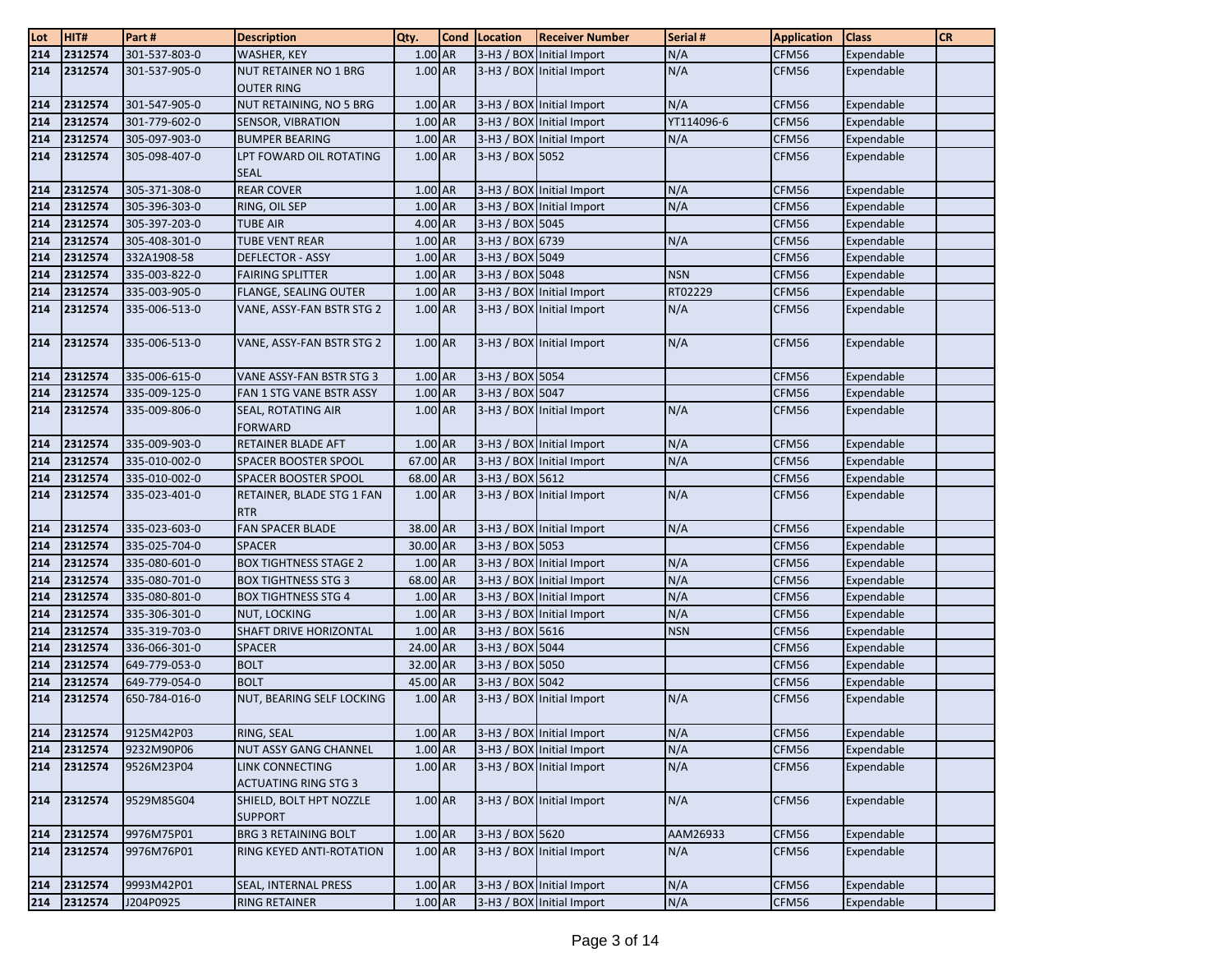| Lot | HIT# | Part # | Description | Qty. | Cond | Location | Receiver Number | Serial # | Application | Class | CR |
|---|---|---|---|---|---|---|---|---|---|---|---|
| 214 | 2312574 | 301-537-803-0 | WASHER, KEY | 1.00 | AR | 3-H3 / BOX | Initial Import | N/A | CFM56 | Expendable | |
| 214 | 2312574 | 301-537-905-0 | NUT RETAINER NO 1 BRG OUTER RING | 1.00 | AR | 3-H3 / BOX | Initial Import | N/A | CFM56 | Expendable | |
| 214 | 2312574 | 301-547-905-0 | NUT RETAINING, NO 5 BRG | 1.00 | AR | 3-H3 / BOX | Initial Import | N/A | CFM56 | Expendable | |
| 214 | 2312574 | 301-779-602-0 | SENSOR, VIBRATION | 1.00 | AR | 3-H3 / BOX | Initial Import | YT114096-6 | CFM56 | Expendable | |
| 214 | 2312574 | 305-097-903-0 | BUMPER BEARING | 1.00 | AR | 3-H3 / BOX | Initial Import | N/A | CFM56 | Expendable | |
| 214 | 2312574 | 305-098-407-0 | LPT FOWARD OIL ROTATING SEAL | 1.00 | AR | 3-H3 / BOX | 5052 | | CFM56 | Expendable | |
| 214 | 2312574 | 305-371-308-0 | REAR COVER | 1.00 | AR | 3-H3 / BOX | Initial Import | N/A | CFM56 | Expendable | |
| 214 | 2312574 | 305-396-303-0 | RING, OIL SEP | 1.00 | AR | 3-H3 / BOX | Initial Import | N/A | CFM56 | Expendable | |
| 214 | 2312574 | 305-397-203-0 | TUBE AIR | 4.00 | AR | 3-H3 / BOX | 5045 | | CFM56 | Expendable | |
| 214 | 2312574 | 305-408-301-0 | TUBE VENT REAR | 1.00 | AR | 3-H3 / BOX | 6739 | N/A | CFM56 | Expendable | |
| 214 | 2312574 | 332A1908-58 | DEFLECTOR - ASSY | 1.00 | AR | 3-H3 / BOX | 5049 | | CFM56 | Expendable | |
| 214 | 2312574 | 335-003-822-0 | FAIRING SPLITTER | 1.00 | AR | 3-H3 / BOX | 5048 | NSN | CFM56 | Expendable | |
| 214 | 2312574 | 335-003-905-0 | FLANGE, SEALING OUTER | 1.00 | AR | 3-H3 / BOX | Initial Import | RT02229 | CFM56 | Expendable | |
| 214 | 2312574 | 335-006-513-0 | VANE, ASSY-FAN BSTR STG 2 | 1.00 | AR | 3-H3 / BOX | Initial Import | N/A | CFM56 | Expendable | |
| 214 | 2312574 | 335-006-513-0 | VANE, ASSY-FAN BSTR STG 2 | 1.00 | AR | 3-H3 / BOX | Initial Import | N/A | CFM56 | Expendable | |
| 214 | 2312574 | 335-006-615-0 | VANE ASSY-FAN BSTR STG 3 | 1.00 | AR | 3-H3 / BOX | 5054 | | CFM56 | Expendable | |
| 214 | 2312574 | 335-009-125-0 | FAN 1 STG VANE BSTR ASSY | 1.00 | AR | 3-H3 / BOX | 5047 | | CFM56 | Expendable | |
| 214 | 2312574 | 335-009-806-0 | SEAL, ROTATING AIR FORWARD | 1.00 | AR | 3-H3 / BOX | Initial Import | N/A | CFM56 | Expendable | |
| 214 | 2312574 | 335-009-903-0 | RETAINER BLADE AFT | 1.00 | AR | 3-H3 / BOX | Initial Import | N/A | CFM56 | Expendable | |
| 214 | 2312574 | 335-010-002-0 | SPACER BOOSTER SPOOL | 67.00 | AR | 3-H3 / BOX | Initial Import | N/A | CFM56 | Expendable | |
| 214 | 2312574 | 335-010-002-0 | SPACER BOOSTER SPOOL | 68.00 | AR | 3-H3 / BOX | 5612 | | CFM56 | Expendable | |
| 214 | 2312574 | 335-023-401-0 | RETAINER, BLADE STG 1 FAN RTR | 1.00 | AR | 3-H3 / BOX | Initial Import | N/A | CFM56 | Expendable | |
| 214 | 2312574 | 335-023-603-0 | FAN SPACER BLADE | 38.00 | AR | 3-H3 / BOX | Initial Import | N/A | CFM56 | Expendable | |
| 214 | 2312574 | 335-025-704-0 | SPACER | 30.00 | AR | 3-H3 / BOX | 5053 | | CFM56 | Expendable | |
| 214 | 2312574 | 335-080-601-0 | BOX TIGHTNESS STAGE 2 | 1.00 | AR | 3-H3 / BOX | Initial Import | N/A | CFM56 | Expendable | |
| 214 | 2312574 | 335-080-701-0 | BOX TIGHTNESS STG 3 | 68.00 | AR | 3-H3 / BOX | Initial Import | N/A | CFM56 | Expendable | |
| 214 | 2312574 | 335-080-801-0 | BOX TIGHTNESS STG 4 | 1.00 | AR | 3-H3 / BOX | Initial Import | N/A | CFM56 | Expendable | |
| 214 | 2312574 | 335-306-301-0 | NUT, LOCKING | 1.00 | AR | 3-H3 / BOX | Initial Import | N/A | CFM56 | Expendable | |
| 214 | 2312574 | 335-319-703-0 | SHAFT DRIVE HORIZONTAL | 1.00 | AR | 3-H3 / BOX | 5616 | NSN | CFM56 | Expendable | |
| 214 | 2312574 | 336-066-301-0 | SPACER | 24.00 | AR | 3-H3 / BOX | 5044 | | CFM56 | Expendable | |
| 214 | 2312574 | 649-779-053-0 | BOLT | 32.00 | AR | 3-H3 / BOX | 5050 | | CFM56 | Expendable | |
| 214 | 2312574 | 649-779-054-0 | BOLT | 45.00 | AR | 3-H3 / BOX | 5042 | | CFM56 | Expendable | |
| 214 | 2312574 | 650-784-016-0 | NUT, BEARING SELF LOCKING | 1.00 | AR | 3-H3 / BOX | Initial Import | N/A | CFM56 | Expendable | |
| 214 | 2312574 | 9125M42P03 | RING, SEAL | 1.00 | AR | 3-H3 / BOX | Initial Import | N/A | CFM56 | Expendable | |
| 214 | 2312574 | 9232M90P06 | NUT ASSY GANG CHANNEL | 1.00 | AR | 3-H3 / BOX | Initial Import | N/A | CFM56 | Expendable | |
| 214 | 2312574 | 9526M23P04 | LINK CONNECTING ACTUATING RING STG 3 | 1.00 | AR | 3-H3 / BOX | Initial Import | N/A | CFM56 | Expendable | |
| 214 | 2312574 | 9529M85G04 | SHIELD, BOLT HPT NOZZLE SUPPORT | 1.00 | AR | 3-H3 / BOX | Initial Import | N/A | CFM56 | Expendable | |
| 214 | 2312574 | 9976M75P01 | BRG 3 RETAINING BOLT | 1.00 | AR | 3-H3 / BOX | 5620 | AAM26933 | CFM56 | Expendable | |
| 214 | 2312574 | 9976M76P01 | RING KEYED ANTI-ROTATION | 1.00 | AR | 3-H3 / BOX | Initial Import | N/A | CFM56 | Expendable | |
| 214 | 2312574 | 9993M42P01 | SEAL, INTERNAL PRESS | 1.00 | AR | 3-H3 / BOX | Initial Import | N/A | CFM56 | Expendable | |
| 214 | 2312574 | J204P0925 | RING RETAINER | 1.00 | AR | 3-H3 / BOX | Initial Import | N/A | CFM56 | Expendable | |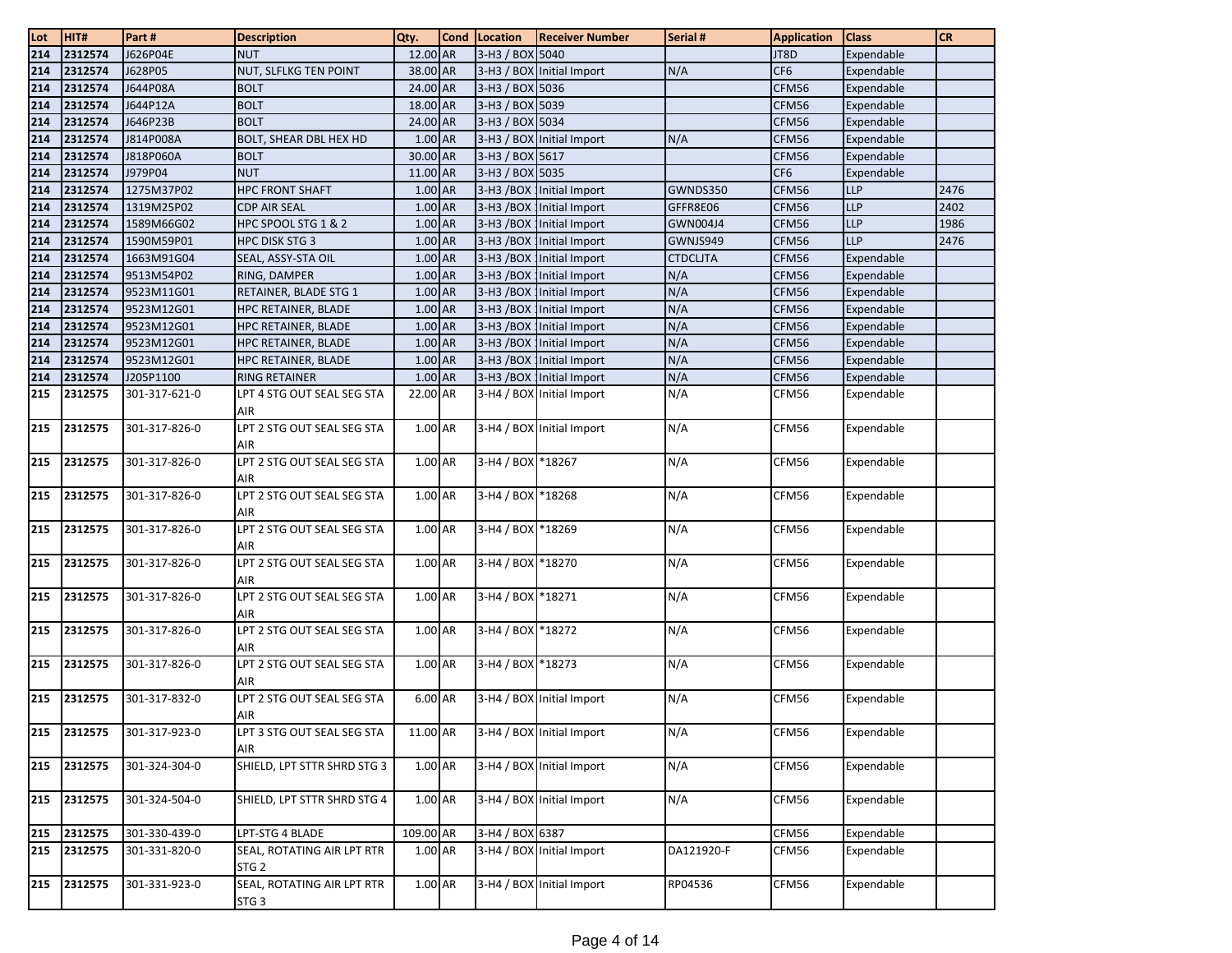| Lot | HIT# | Part # | Description | Qty. | Cond | Location | Receiver Number | Serial # | Application | Class | CR |
|---|---|---|---|---|---|---|---|---|---|---|---|
| 214 | 2312574 | J626P04E | NUT | 12.00 | AR | 3-H3 / BOX | 5040 | | JT8D | Expendable | |
| 214 | 2312574 | J628P05 | NUT, SLFLKG TEN POINT | 38.00 | AR | 3-H3 / BOX | Initial Import | N/A | CF6 | Expendable | |
| 214 | 2312574 | J644P08A | BOLT | 24.00 | AR | 3-H3 / BOX | 5036 | | CFM56 | Expendable | |
| 214 | 2312574 | J644P12A | BOLT | 18.00 | AR | 3-H3 / BOX | 5039 | | CFM56 | Expendable | |
| 214 | 2312574 | J646P23B | BOLT | 24.00 | AR | 3-H3 / BOX | 5034 | | CFM56 | Expendable | |
| 214 | 2312574 | J814P008A | BOLT, SHEAR DBL HEX HD | 1.00 | AR | 3-H3 / BOX | Initial Import | N/A | CFM56 | Expendable | |
| 214 | 2312574 | J818P060A | BOLT | 30.00 | AR | 3-H3 / BOX | 5617 | | CFM56 | Expendable | |
| 214 | 2312574 | J979P04 | NUT | 11.00 | AR | 3-H3 / BOX | 5035 | | CF6 | Expendable | |
| 214 | 2312574 | 1275M37P02 | HPC FRONT SHAFT | 1.00 | AR | 3-H3 /BOX | Initial Import | GWNDS350 | CFM56 | LLP | 2476 |
| 214 | 2312574 | 1319M25P02 | CDP AIR SEAL | 1.00 | AR | 3-H3 /BOX | Initial Import | GFFR8E06 | CFM56 | LLP | 2402 |
| 214 | 2312574 | 1589M66G02 | HPC SPOOL STG 1 & 2 | 1.00 | AR | 3-H3 /BOX | Initial Import | GWN004J4 | CFM56 | LLP | 1986 |
| 214 | 2312574 | 1590M59P01 | HPC DISK STG 3 | 1.00 | AR | 3-H3 /BOX | Initial Import | GWNJS949 | CFM56 | LLP | 2476 |
| 214 | 2312574 | 1663M91G04 | SEAL, ASSY-STA OIL | 1.00 | AR | 3-H3 /BOX | Initial Import | CTDCLJTA | CFM56 | Expendable | |
| 214 | 2312574 | 9513M54P02 | RING, DAMPER | 1.00 | AR | 3-H3 /BOX | Initial Import | N/A | CFM56 | Expendable | |
| 214 | 2312574 | 9523M11G01 | RETAINER, BLADE STG 1 | 1.00 | AR | 3-H3 /BOX | Initial Import | N/A | CFM56 | Expendable | |
| 214 | 2312574 | 9523M12G01 | HPC RETAINER, BLADE | 1.00 | AR | 3-H3 /BOX | Initial Import | N/A | CFM56 | Expendable | |
| 214 | 2312574 | 9523M12G01 | HPC RETAINER, BLADE | 1.00 | AR | 3-H3 /BOX | Initial Import | N/A | CFM56 | Expendable | |
| 214 | 2312574 | 9523M12G01 | HPC RETAINER, BLADE | 1.00 | AR | 3-H3 /BOX | Initial Import | N/A | CFM56 | Expendable | |
| 214 | 2312574 | 9523M12G01 | HPC RETAINER, BLADE | 1.00 | AR | 3-H3 /BOX | Initial Import | N/A | CFM56 | Expendable | |
| 214 | 2312574 | J205P1100 | RING RETAINER | 1.00 | AR | 3-H3 /BOX | Initial Import | N/A | CFM56 | Expendable | |
| 215 | 2312575 | 301-317-621-0 | LPT 4 STG OUT SEAL SEG STA AIR | 22.00 | AR | 3-H4 / BOX | Initial Import | N/A | CFM56 | Expendable | |
| 215 | 2312575 | 301-317-826-0 | LPT 2 STG OUT SEAL SEG STA AIR | 1.00 | AR | 3-H4 / BOX | Initial Import | N/A | CFM56 | Expendable | |
| 215 | 2312575 | 301-317-826-0 | LPT 2 STG OUT SEAL SEG STA AIR | 1.00 | AR | 3-H4 / BOX | *18267 | N/A | CFM56 | Expendable | |
| 215 | 2312575 | 301-317-826-0 | LPT 2 STG OUT SEAL SEG STA AIR | 1.00 | AR | 3-H4 / BOX | *18268 | N/A | CFM56 | Expendable | |
| 215 | 2312575 | 301-317-826-0 | LPT 2 STG OUT SEAL SEG STA AIR | 1.00 | AR | 3-H4 / BOX | *18269 | N/A | CFM56 | Expendable | |
| 215 | 2312575 | 301-317-826-0 | LPT 2 STG OUT SEAL SEG STA AIR | 1.00 | AR | 3-H4 / BOX | *18270 | N/A | CFM56 | Expendable | |
| 215 | 2312575 | 301-317-826-0 | LPT 2 STG OUT SEAL SEG STA AIR | 1.00 | AR | 3-H4 / BOX | *18271 | N/A | CFM56 | Expendable | |
| 215 | 2312575 | 301-317-826-0 | LPT 2 STG OUT SEAL SEG STA AIR | 1.00 | AR | 3-H4 / BOX | *18272 | N/A | CFM56 | Expendable | |
| 215 | 2312575 | 301-317-826-0 | LPT 2 STG OUT SEAL SEG STA AIR | 1.00 | AR | 3-H4 / BOX | *18273 | N/A | CFM56 | Expendable | |
| 215 | 2312575 | 301-317-832-0 | LPT 2 STG OUT SEAL SEG STA AIR | 6.00 | AR | 3-H4 / BOX | Initial Import | N/A | CFM56 | Expendable | |
| 215 | 2312575 | 301-317-923-0 | LPT 3 STG OUT SEAL SEG STA AIR | 11.00 | AR | 3-H4 / BOX | Initial Import | N/A | CFM56 | Expendable | |
| 215 | 2312575 | 301-324-304-0 | SHIELD, LPT STTR SHRD STG 3 | 1.00 | AR | 3-H4 / BOX | Initial Import | N/A | CFM56 | Expendable | |
| 215 | 2312575 | 301-324-504-0 | SHIELD, LPT STTR SHRD STG 4 | 1.00 | AR | 3-H4 / BOX | Initial Import | N/A | CFM56 | Expendable | |
| 215 | 2312575 | 301-330-439-0 | LPT-STG 4 BLADE | 109.00 | AR | 3-H4 / BOX | 6387 | | CFM56 | Expendable | |
| 215 | 2312575 | 301-331-820-0 | SEAL, ROTATING AIR LPT RTR STG 2 | 1.00 | AR | 3-H4 / BOX | Initial Import | DA121920-F | CFM56 | Expendable | |
| 215 | 2312575 | 301-331-923-0 | SEAL, ROTATING AIR LPT RTR STG 3 | 1.00 | AR | 3-H4 / BOX | Initial Import | RP04536 | CFM56 | Expendable | |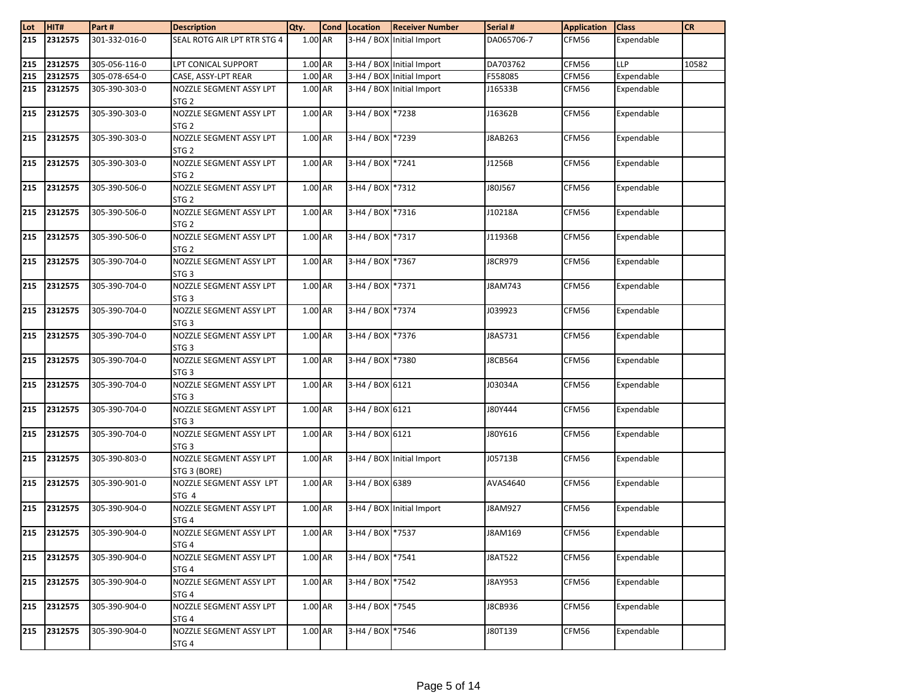| Lot | HIT# | Part # | Description | Qty. | Cond | Location | Receiver Number | Serial # | Application | Class | CR |
|---|---|---|---|---|---|---|---|---|---|---|---|
| 215 | 2312575 | 301-332-016-0 | SEAL ROTG AIR LPT RTR STG 4 | 1.00 | AR | 3-H4 / BOX | Initial Import | DA065706-7 | CFM56 | Expendable | |
| 215 | 2312575 | 305-056-116-0 | LPT CONICAL SUPPORT | 1.00 | AR | 3-H4 / BOX | Initial Import | DA703762 | CFM56 | LLP | 10582 |
| 215 | 2312575 | 305-078-654-0 | CASE, ASSY-LPT REAR | 1.00 | AR | 3-H4 / BOX | Initial Import | F558085 | CFM56 | Expendable | |
| 215 | 2312575 | 305-390-303-0 | NOZZLE SEGMENT ASSY LPT STG 2 | 1.00 | AR | 3-H4 / BOX | Initial Import | J16533B | CFM56 | Expendable | |
| 215 | 2312575 | 305-390-303-0 | NOZZLE SEGMENT ASSY LPT STG 2 | 1.00 | AR | 3-H4 / BOX | *7238 | J16362B | CFM56 | Expendable | |
| 215 | 2312575 | 305-390-303-0 | NOZZLE SEGMENT ASSY LPT STG 2 | 1.00 | AR | 3-H4 / BOX | *7239 | J8AB263 | CFM56 | Expendable | |
| 215 | 2312575 | 305-390-303-0 | NOZZLE SEGMENT ASSY LPT STG 2 | 1.00 | AR | 3-H4 / BOX | *7241 | J1256B | CFM56 | Expendable | |
| 215 | 2312575 | 305-390-506-0 | NOZZLE SEGMENT ASSY LPT STG 2 | 1.00 | AR | 3-H4 / BOX | *7312 | J80J567 | CFM56 | Expendable | |
| 215 | 2312575 | 305-390-506-0 | NOZZLE SEGMENT ASSY LPT STG 2 | 1.00 | AR | 3-H4 / BOX | *7316 | J10218A | CFM56 | Expendable | |
| 215 | 2312575 | 305-390-506-0 | NOZZLE SEGMENT ASSY LPT STG 2 | 1.00 | AR | 3-H4 / BOX | *7317 | J11936B | CFM56 | Expendable | |
| 215 | 2312575 | 305-390-704-0 | NOZZLE SEGMENT ASSY LPT STG 3 | 1.00 | AR | 3-H4 / BOX | *7367 | J8CR979 | CFM56 | Expendable | |
| 215 | 2312575 | 305-390-704-0 | NOZZLE SEGMENT ASSY LPT STG 3 | 1.00 | AR | 3-H4 / BOX | *7371 | J8AM743 | CFM56 | Expendable | |
| 215 | 2312575 | 305-390-704-0 | NOZZLE SEGMENT ASSY LPT STG 3 | 1.00 | AR | 3-H4 / BOX | *7374 | J039923 | CFM56 | Expendable | |
| 215 | 2312575 | 305-390-704-0 | NOZZLE SEGMENT ASSY LPT STG 3 | 1.00 | AR | 3-H4 / BOX | *7376 | J8AS731 | CFM56 | Expendable | |
| 215 | 2312575 | 305-390-704-0 | NOZZLE SEGMENT ASSY LPT STG 3 | 1.00 | AR | 3-H4 / BOX | *7380 | J8CB564 | CFM56 | Expendable | |
| 215 | 2312575 | 305-390-704-0 | NOZZLE SEGMENT ASSY LPT STG 3 | 1.00 | AR | 3-H4 / BOX | 6121 | J03034A | CFM56 | Expendable | |
| 215 | 2312575 | 305-390-704-0 | NOZZLE SEGMENT ASSY LPT STG 3 | 1.00 | AR | 3-H4 / BOX | 6121 | J80Y444 | CFM56 | Expendable | |
| 215 | 2312575 | 305-390-704-0 | NOZZLE SEGMENT ASSY LPT STG 3 | 1.00 | AR | 3-H4 / BOX | 6121 | J80Y616 | CFM56 | Expendable | |
| 215 | 2312575 | 305-390-803-0 | NOZZLE SEGMENT ASSY LPT STG 3 (BORE) | 1.00 | AR | 3-H4 / BOX | Initial Import | J05713B | CFM56 | Expendable | |
| 215 | 2312575 | 305-390-901-0 | NOZZLE SEGMENT ASSY LPT STG 4 | 1.00 | AR | 3-H4 / BOX | 6389 | AVAS4640 | CFM56 | Expendable | |
| 215 | 2312575 | 305-390-904-0 | NOZZLE SEGMENT ASSY LPT STG 4 | 1.00 | AR | 3-H4 / BOX | Initial Import | J8AM927 | CFM56 | Expendable | |
| 215 | 2312575 | 305-390-904-0 | NOZZLE SEGMENT ASSY LPT STG 4 | 1.00 | AR | 3-H4 / BOX | *7537 | J8AM169 | CFM56 | Expendable | |
| 215 | 2312575 | 305-390-904-0 | NOZZLE SEGMENT ASSY LPT STG 4 | 1.00 | AR | 3-H4 / BOX | *7541 | J8AT522 | CFM56 | Expendable | |
| 215 | 2312575 | 305-390-904-0 | NOZZLE SEGMENT ASSY LPT STG 4 | 1.00 | AR | 3-H4 / BOX | *7542 | J8AY953 | CFM56 | Expendable | |
| 215 | 2312575 | 305-390-904-0 | NOZZLE SEGMENT ASSY LPT STG 4 | 1.00 | AR | 3-H4 / BOX | *7545 | J8CB936 | CFM56 | Expendable | |
| 215 | 2312575 | 305-390-904-0 | NOZZLE SEGMENT ASSY LPT STG 4 | 1.00 | AR | 3-H4 / BOX | *7546 | J80T139 | CFM56 | Expendable | |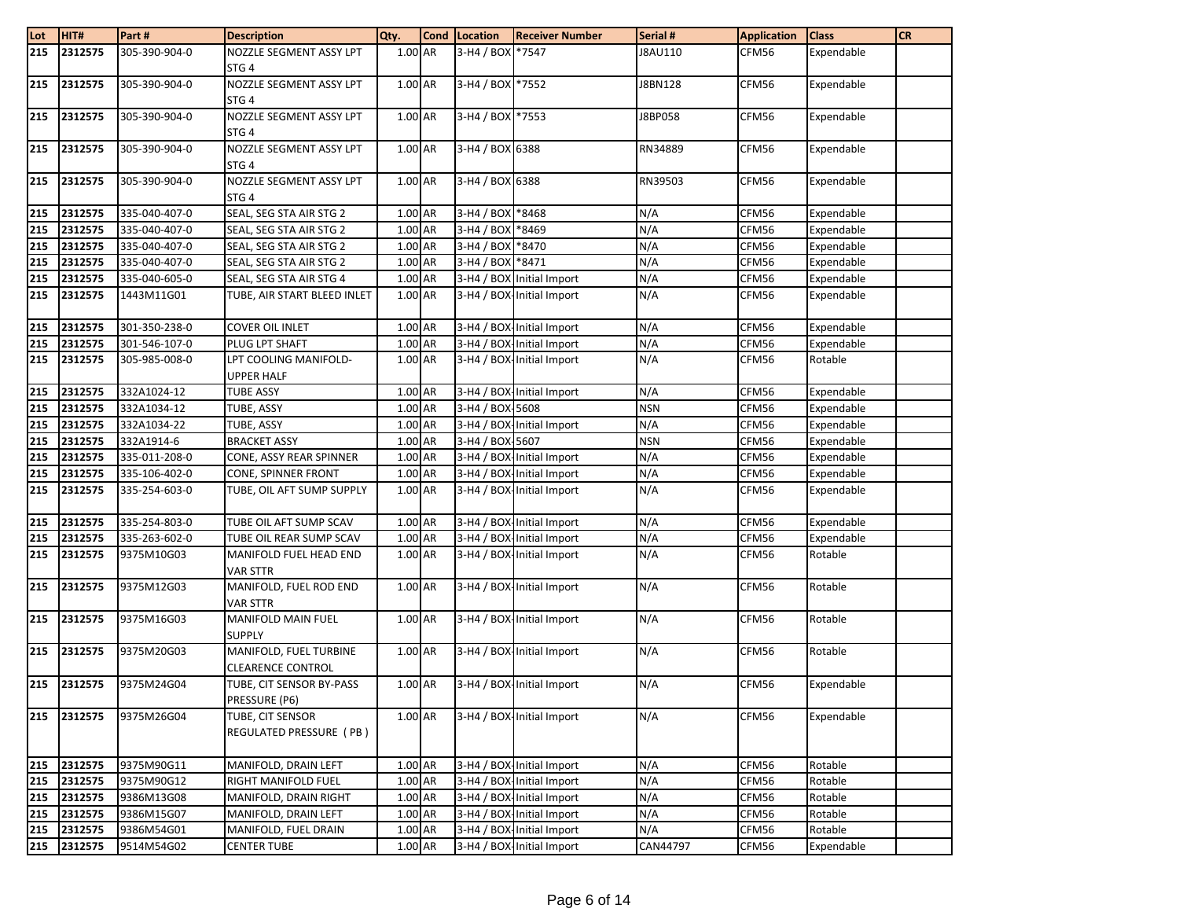| Lot | HIT# | Part # | Description | Qty. | Cond | Location | Receiver Number | Serial # | Application | Class | CR |
|---|---|---|---|---|---|---|---|---|---|---|---|
| 215 | 2312575 | 305-390-904-0 | NOZZLE SEGMENT ASSY LPT STG 4 | 1.00 | AR | 3-H4 / BOX | *7547 | J8AU110 | CFM56 | Expendable | |
| 215 | 2312575 | 305-390-904-0 | NOZZLE SEGMENT ASSY LPT STG 4 | 1.00 | AR | 3-H4 / BOX | *7552 | J8BN128 | CFM56 | Expendable | |
| 215 | 2312575 | 305-390-904-0 | NOZZLE SEGMENT ASSY LPT STG 4 | 1.00 | AR | 3-H4 / BOX | *7553 | J8BP058 | CFM56 | Expendable | |
| 215 | 2312575 | 305-390-904-0 | NOZZLE SEGMENT ASSY LPT STG 4 | 1.00 | AR | 3-H4 / BOX | 6388 | RN34889 | CFM56 | Expendable | |
| 215 | 2312575 | 305-390-904-0 | NOZZLE SEGMENT ASSY LPT STG 4 | 1.00 | AR | 3-H4 / BOX | 6388 | RN39503 | CFM56 | Expendable | |
| 215 | 2312575 | 335-040-407-0 | SEAL, SEG STA AIR STG 2 | 1.00 | AR | 3-H4 / BOX | *8468 | N/A | CFM56 | Expendable | |
| 215 | 2312575 | 335-040-407-0 | SEAL, SEG STA AIR STG 2 | 1.00 | AR | 3-H4 / BOX | *8469 | N/A | CFM56 | Expendable | |
| 215 | 2312575 | 335-040-407-0 | SEAL, SEG STA AIR STG 2 | 1.00 | AR | 3-H4 / BOX | *8470 | N/A | CFM56 | Expendable | |
| 215 | 2312575 | 335-040-407-0 | SEAL, SEG STA AIR STG 2 | 1.00 | AR | 3-H4 / BOX | *8471 | N/A | CFM56 | Expendable | |
| 215 | 2312575 | 335-040-605-0 | SEAL, SEG STA AIR STG 4 | 1.00 | AR | 3-H4 / BOX | Initial Import | N/A | CFM56 | Expendable | |
| 215 | 2312575 | 1443M11G01 | TUBE, AIR START BLEED INLET | 1.00 | AR | 3-H4 / BOX- | Initial Import | N/A | CFM56 | Expendable | |
| 215 | 2312575 | 301-350-238-0 | COVER OIL INLET | 1.00 | AR | 3-H4 / BOX- | Initial Import | N/A | CFM56 | Expendable | |
| 215 | 2312575 | 301-546-107-0 | PLUG LPT SHAFT | 1.00 | AR | 3-H4 / BOX- | Initial Import | N/A | CFM56 | Expendable | |
| 215 | 2312575 | 305-985-008-0 | LPT COOLING MANIFOLD-UPPER HALF | 1.00 | AR | 3-H4 / BOX- | Initial Import | N/A | CFM56 | Rotable | |
| 215 | 2312575 | 332A1024-12 | TUBE ASSY | 1.00 | AR | 3-H4 / BOX- | Initial Import | N/A | CFM56 | Expendable | |
| 215 | 2312575 | 332A1034-12 | TUBE, ASSY | 1.00 | AR | 3-H4 / BOX- | 5608 | NSN | CFM56 | Expendable | |
| 215 | 2312575 | 332A1034-22 | TUBE, ASSY | 1.00 | AR | 3-H4 / BOX- | Initial Import | N/A | CFM56 | Expendable | |
| 215 | 2312575 | 332A1914-6 | BRACKET ASSY | 1.00 | AR | 3-H4 / BOX- | 5607 | NSN | CFM56 | Expendable | |
| 215 | 2312575 | 335-011-208-0 | CONE, ASSY REAR SPINNER | 1.00 | AR | 3-H4 / BOX- | Initial Import | N/A | CFM56 | Expendable | |
| 215 | 2312575 | 335-106-402-0 | CONE, SPINNER FRONT | 1.00 | AR | 3-H4 / BOX- | Initial Import | N/A | CFM56 | Expendable | |
| 215 | 2312575 | 335-254-603-0 | TUBE, OIL AFT SUMP SUPPLY | 1.00 | AR | 3-H4 / BOX- | Initial Import | N/A | CFM56 | Expendable | |
| 215 | 2312575 | 335-254-803-0 | TUBE OIL AFT SUMP SCAV | 1.00 | AR | 3-H4 / BOX- | Initial Import | N/A | CFM56 | Expendable | |
| 215 | 2312575 | 335-263-602-0 | TUBE OIL REAR SUMP SCAV | 1.00 | AR | 3-H4 / BOX- | Initial Import | N/A | CFM56 | Expendable | |
| 215 | 2312575 | 9375M10G03 | MANIFOLD FUEL HEAD END VAR STTR | 1.00 | AR | 3-H4 / BOX- | Initial Import | N/A | CFM56 | Rotable | |
| 215 | 2312575 | 9375M12G03 | MANIFOLD, FUEL ROD END VAR STTR | 1.00 | AR | 3-H4 / BOX- | Initial Import | N/A | CFM56 | Rotable | |
| 215 | 2312575 | 9375M16G03 | MANIFOLD MAIN FUEL SUPPLY | 1.00 | AR | 3-H4 / BOX- | Initial Import | N/A | CFM56 | Rotable | |
| 215 | 2312575 | 9375M20G03 | MANIFOLD, FUEL TURBINE CLEARENCE CONTROL | 1.00 | AR | 3-H4 / BOX- | Initial Import | N/A | CFM56 | Rotable | |
| 215 | 2312575 | 9375M24G04 | TUBE, CIT SENSOR BY-PASS PRESSURE (P6) | 1.00 | AR | 3-H4 / BOX- | Initial Import | N/A | CFM56 | Expendable | |
| 215 | 2312575 | 9375M26G04 | TUBE, CIT SENSOR REGULATED PRESSURE ( PB ) | 1.00 | AR | 3-H4 / BOX- | Initial Import | N/A | CFM56 | Expendable | |
| 215 | 2312575 | 9375M90G11 | MANIFOLD, DRAIN LEFT | 1.00 | AR | 3-H4 / BOX- | Initial Import | N/A | CFM56 | Rotable | |
| 215 | 2312575 | 9375M90G12 | RIGHT MANIFOLD FUEL | 1.00 | AR | 3-H4 / BOX- | Initial Import | N/A | CFM56 | Rotable | |
| 215 | 2312575 | 9386M13G08 | MANIFOLD, DRAIN RIGHT | 1.00 | AR | 3-H4 / BOX- | Initial Import | N/A | CFM56 | Rotable | |
| 215 | 2312575 | 9386M15G07 | MANIFOLD, DRAIN LEFT | 1.00 | AR | 3-H4 / BOX- | Initial Import | N/A | CFM56 | Rotable | |
| 215 | 2312575 | 9386M54G01 | MANIFOLD, FUEL DRAIN | 1.00 | AR | 3-H4 / BOX- | Initial Import | N/A | CFM56 | Rotable | |
| 215 | 2312575 | 9514M54G02 | CENTER TUBE | 1.00 | AR | 3-H4 / BOX- | Initial Import | CAN44797 | CFM56 | Expendable | |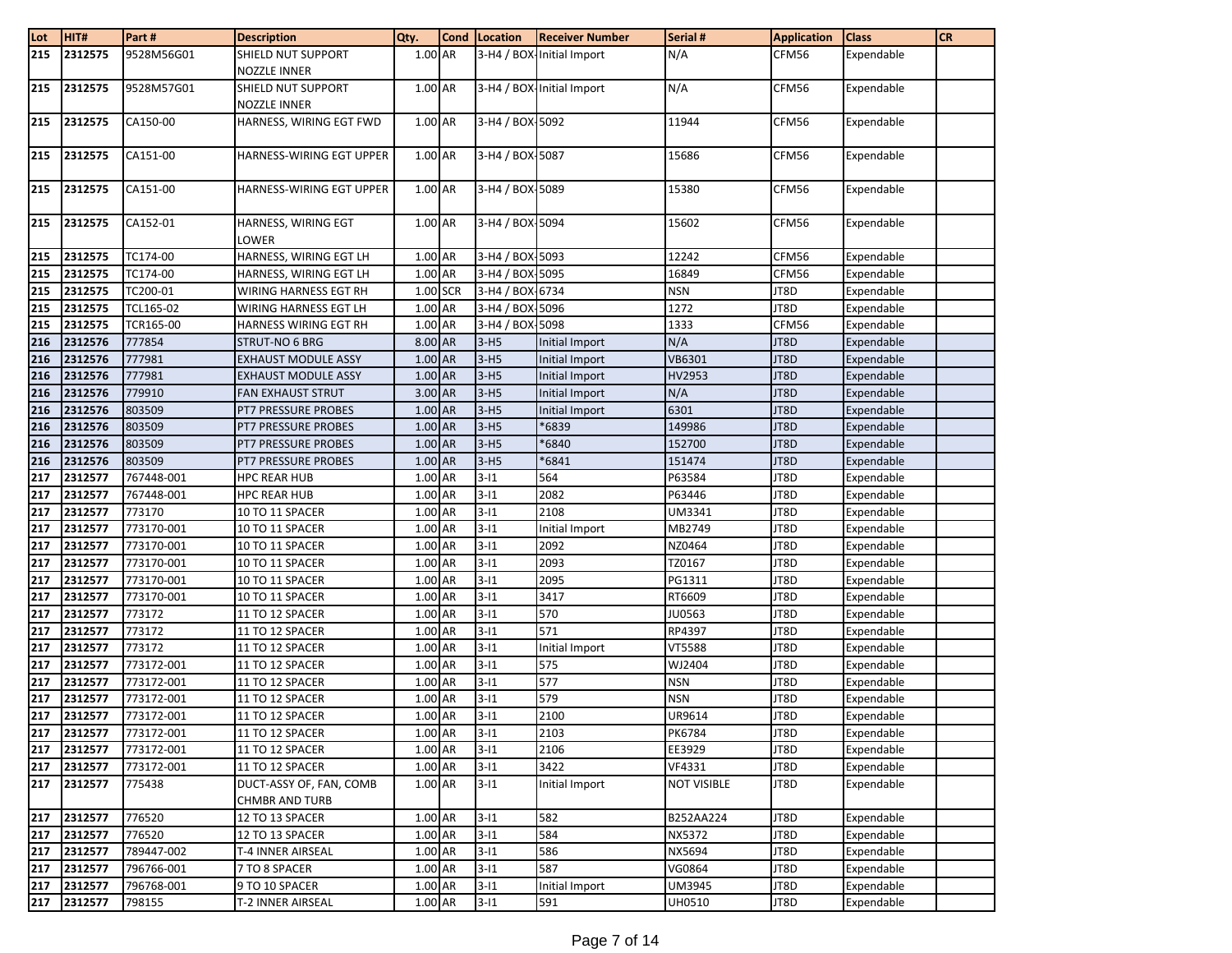| Lot | HIT# | Part # | Description | Qty. | Cond | Location | Receiver Number | Serial # | Application | Class | CR |
|---|---|---|---|---|---|---|---|---|---|---|---|
| 215 | 2312575 | 9528M56G01 | SHIELD NUT SUPPORT NOZZLE INNER | 1.00 | AR | 3-H4 / BOX- | Initial Import | N/A | CFM56 | Expendable | |
| 215 | 2312575 | 9528M57G01 | SHIELD NUT SUPPORT NOZZLE INNER | 1.00 | AR | 3-H4 / BOX- | Initial Import | N/A | CFM56 | Expendable | |
| 215 | 2312575 | CA150-00 | HARNESS, WIRING EGT FWD | 1.00 | AR | 3-H4 / BOX- | 5092 | 11944 | CFM56 | Expendable | |
| 215 | 2312575 | CA151-00 | HARNESS-WIRING EGT UPPER | 1.00 | AR | 3-H4 / BOX- | 5087 | 15686 | CFM56 | Expendable | |
| 215 | 2312575 | CA151-00 | HARNESS-WIRING EGT UPPER | 1.00 | AR | 3-H4 / BOX- | 5089 | 15380 | CFM56 | Expendable | |
| 215 | 2312575 | CA152-01 | HARNESS, WIRING EGT LOWER | 1.00 | AR | 3-H4 / BOX- | 5094 | 15602 | CFM56 | Expendable | |
| 215 | 2312575 | TC174-00 | HARNESS, WIRING EGT LH | 1.00 | AR | 3-H4 / BOX- | 5093 | 12242 | CFM56 | Expendable | |
| 215 | 2312575 | TC174-00 | HARNESS, WIRING EGT LH | 1.00 | AR | 3-H4 / BOX- | 5095 | 16849 | CFM56 | Expendable | |
| 215 | 2312575 | TC200-01 | WIRING HARNESS EGT RH | 1.00 | SCR | 3-H4 / BOX- | 6734 | NSN | JT8D | Expendable | |
| 215 | 2312575 | TCL165-02 | WIRING HARNESS EGT LH | 1.00 | AR | 3-H4 / BOX- | 5096 | 1272 | JT8D | Expendable | |
| 215 | 2312575 | TCR165-00 | HARNESS WIRING EGT RH | 1.00 | AR | 3-H4 / BOX- | 5098 | 1333 | CFM56 | Expendable | |
| 216 | 2312576 | 777854 | STRUT-NO 6 BRG | 8.00 | AR | 3-H5 | Initial Import | N/A | JT8D | Expendable | |
| 216 | 2312576 | 777981 | EXHAUST MODULE ASSY | 1.00 | AR | 3-H5 | Initial Import | VB6301 | JT8D | Expendable | |
| 216 | 2312576 | 777981 | EXHAUST MODULE ASSY | 1.00 | AR | 3-H5 | Initial Import | HV2953 | JT8D | Expendable | |
| 216 | 2312576 | 779910 | FAN EXHAUST STRUT | 3.00 | AR | 3-H5 | Initial Import | N/A | JT8D | Expendable | |
| 216 | 2312576 | 803509 | PT7 PRESSURE PROBES | 1.00 | AR | 3-H5 | Initial Import | 6301 | JT8D | Expendable | |
| 216 | 2312576 | 803509 | PT7 PRESSURE PROBES | 1.00 | AR | 3-H5 | *6839 | 149986 | JT8D | Expendable | |
| 216 | 2312576 | 803509 | PT7 PRESSURE PROBES | 1.00 | AR | 3-H5 | *6840 | 152700 | JT8D | Expendable | |
| 216 | 2312576 | 803509 | PT7 PRESSURE PROBES | 1.00 | AR | 3-H5 | *6841 | 151474 | JT8D | Expendable | |
| 217 | 2312577 | 767448-001 | HPC REAR HUB | 1.00 | AR | 3-I1 | 564 | P63584 | JT8D | Expendable | |
| 217 | 2312577 | 767448-001 | HPC REAR HUB | 1.00 | AR | 3-I1 | 2082 | P63446 | JT8D | Expendable | |
| 217 | 2312577 | 773170 | 10 TO 11 SPACER | 1.00 | AR | 3-I1 | 2108 | UM3341 | JT8D | Expendable | |
| 217 | 2312577 | 773170-001 | 10 TO 11 SPACER | 1.00 | AR | 3-I1 | Initial Import | MB2749 | JT8D | Expendable | |
| 217 | 2312577 | 773170-001 | 10 TO 11 SPACER | 1.00 | AR | 3-I1 | 2092 | NZ0464 | JT8D | Expendable | |
| 217 | 2312577 | 773170-001 | 10 TO 11 SPACER | 1.00 | AR | 3-I1 | 2093 | TZ0167 | JT8D | Expendable | |
| 217 | 2312577 | 773170-001 | 10 TO 11 SPACER | 1.00 | AR | 3-I1 | 2095 | PG1311 | JT8D | Expendable | |
| 217 | 2312577 | 773170-001 | 10 TO 11 SPACER | 1.00 | AR | 3-I1 | 3417 | RT6609 | JT8D | Expendable | |
| 217 | 2312577 | 773172 | 11 TO 12 SPACER | 1.00 | AR | 3-I1 | 570 | JU0563 | JT8D | Expendable | |
| 217 | 2312577 | 773172 | 11 TO 12 SPACER | 1.00 | AR | 3-I1 | 571 | RP4397 | JT8D | Expendable | |
| 217 | 2312577 | 773172 | 11 TO 12 SPACER | 1.00 | AR | 3-I1 | Initial Import | VT5588 | JT8D | Expendable | |
| 217 | 2312577 | 773172-001 | 11 TO 12 SPACER | 1.00 | AR | 3-I1 | 575 | WJ2404 | JT8D | Expendable | |
| 217 | 2312577 | 773172-001 | 11 TO 12 SPACER | 1.00 | AR | 3-I1 | 577 | NSN | JT8D | Expendable | |
| 217 | 2312577 | 773172-001 | 11 TO 12 SPACER | 1.00 | AR | 3-I1 | 579 | NSN | JT8D | Expendable | |
| 217 | 2312577 | 773172-001 | 11 TO 12 SPACER | 1.00 | AR | 3-I1 | 2100 | UR9614 | JT8D | Expendable | |
| 217 | 2312577 | 773172-001 | 11 TO 12 SPACER | 1.00 | AR | 3-I1 | 2103 | PK6784 | JT8D | Expendable | |
| 217 | 2312577 | 773172-001 | 11 TO 12 SPACER | 1.00 | AR | 3-I1 | 2106 | EE3929 | JT8D | Expendable | |
| 217 | 2312577 | 773172-001 | 11 TO 12 SPACER | 1.00 | AR | 3-I1 | 3422 | VF4331 | JT8D | Expendable | |
| 217 | 2312577 | 775438 | DUCT-ASSY OF, FAN, COMB CHMBR AND TURB | 1.00 | AR | 3-I1 | Initial Import | NOT VISIBLE | JT8D | Expendable | |
| 217 | 2312577 | 776520 | 12 TO 13 SPACER | 1.00 | AR | 3-I1 | 582 | B252AA224 | JT8D | Expendable | |
| 217 | 2312577 | 776520 | 12 TO 13 SPACER | 1.00 | AR | 3-I1 | 584 | NX5372 | JT8D | Expendable | |
| 217 | 2312577 | 789447-002 | T-4 INNER AIRSEAL | 1.00 | AR | 3-I1 | 586 | NX5694 | JT8D | Expendable | |
| 217 | 2312577 | 796766-001 | 7 TO 8 SPACER | 1.00 | AR | 3-I1 | 587 | VG0864 | JT8D | Expendable | |
| 217 | 2312577 | 796768-001 | 9 TO 10 SPACER | 1.00 | AR | 3-I1 | Initial Import | UM3945 | JT8D | Expendable | |
| 217 | 2312577 | 798155 | T-2 INNER AIRSEAL | 1.00 | AR | 3-I1 | 591 | UH0510 | JT8D | Expendable | |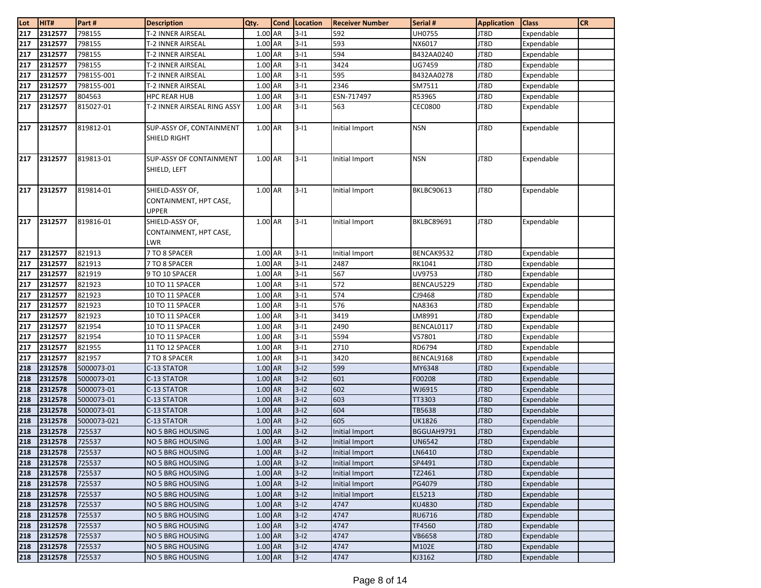| Lot | HIT# | Part # | Description | Qty. | Cond | Location | Receiver Number | Serial # | Application | Class | CR |
|---|---|---|---|---|---|---|---|---|---|---|---|
| 217 | 2312577 | 798155 | T-2 INNER AIRSEAL | 1.00 | AR | 3-I1 | 592 | UH0755 | JT8D | Expendable | |
| 217 | 2312577 | 798155 | T-2 INNER AIRSEAL | 1.00 | AR | 3-I1 | 593 | NX6017 | JT8D | Expendable | |
| 217 | 2312577 | 798155 | T-2 INNER AIRSEAL | 1.00 | AR | 3-I1 | 594 | B432AA0240 | JT8D | Expendable | |
| 217 | 2312577 | 798155 | T-2 INNER AIRSEAL | 1.00 | AR | 3-I1 | 3424 | UG7459 | JT8D | Expendable | |
| 217 | 2312577 | 798155-001 | T-2 INNER AIRSEAL | 1.00 | AR | 3-I1 | 595 | B432AA0278 | JT8D | Expendable | |
| 217 | 2312577 | 798155-001 | T-2 INNER AIRSEAL | 1.00 | AR | 3-I1 | 2346 | SM7511 | JT8D | Expendable | |
| 217 | 2312577 | 804563 | HPC REAR HUB | 1.00 | AR | 3-I1 | ESN-717497 | R53965 | JT8D | Expendable | |
| 217 | 2312577 | 815027-01 | T-2 INNER AIRSEAL RING ASSY | 1.00 | AR | 3-I1 | 563 | CEC0800 | JT8D | Expendable | |
| 217 | 2312577 | 819812-01 | SUP-ASSY OF, CONTAINMENT SHIELD RIGHT | 1.00 | AR | 3-I1 | Initial Import | NSN | JT8D | Expendable | |
| 217 | 2312577 | 819813-01 | SUP-ASSY OF CONTAINMENT SHIELD, LEFT | 1.00 | AR | 3-I1 | Initial Import | NSN | JT8D | Expendable | |
| 217 | 2312577 | 819814-01 | SHIELD-ASSY OF, CONTAINMENT, HPT CASE, UPPER | 1.00 | AR | 3-I1 | Initial Import | BKLBC90613 | JT8D | Expendable | |
| 217 | 2312577 | 819816-01 | SHIELD-ASSY OF, CONTAINMENT, HPT CASE, LWR | 1.00 | AR | 3-I1 | Initial Import | BKLBC89691 | JT8D | Expendable | |
| 217 | 2312577 | 821913 | 7 TO 8 SPACER | 1.00 | AR | 3-I1 | Initial Import | BENCAK9532 | JT8D | Expendable | |
| 217 | 2312577 | 821913 | 7 TO 8 SPACER | 1.00 | AR | 3-I1 | 2487 | RK1041 | JT8D | Expendable | |
| 217 | 2312577 | 821919 | 9 TO 10 SPACER | 1.00 | AR | 3-I1 | 567 | UV9753 | JT8D | Expendable | |
| 217 | 2312577 | 821923 | 10 TO 11 SPACER | 1.00 | AR | 3-I1 | 572 | BENCAU5229 | JT8D | Expendable | |
| 217 | 2312577 | 821923 | 10 TO 11 SPACER | 1.00 | AR | 3-I1 | 574 | CJ9468 | JT8D | Expendable | |
| 217 | 2312577 | 821923 | 10 TO 11 SPACER | 1.00 | AR | 3-I1 | 576 | NA8363 | JT8D | Expendable | |
| 217 | 2312577 | 821923 | 10 TO 11 SPACER | 1.00 | AR | 3-I1 | 3419 | LM8991 | JT8D | Expendable | |
| 217 | 2312577 | 821954 | 10 TO 11 SPACER | 1.00 | AR | 3-I1 | 2490 | BENCAL0117 | JT8D | Expendable | |
| 217 | 2312577 | 821954 | 10 TO 11 SPACER | 1.00 | AR | 3-I1 | 5594 | VS7801 | JT8D | Expendable | |
| 217 | 2312577 | 821955 | 11 TO 12 SPACER | 1.00 | AR | 3-I1 | 2710 | RD6794 | JT8D | Expendable | |
| 217 | 2312577 | 821957 | 7 TO 8 SPACER | 1.00 | AR | 3-I1 | 3420 | BENCAL9168 | JT8D | Expendable | |
| 218 | 2312578 | 5000073-01 | C-13 STATOR | 1.00 | AR | 3-I2 | 599 | MY6348 | JT8D | Expendable | |
| 218 | 2312578 | 5000073-01 | C-13 STATOR | 1.00 | AR | 3-I2 | 601 | F00208 | JT8D | Expendable | |
| 218 | 2312578 | 5000073-01 | C-13 STATOR | 1.00 | AR | 3-I2 | 602 | WJ6915 | JT8D | Expendable | |
| 218 | 2312578 | 5000073-01 | C-13 STATOR | 1.00 | AR | 3-I2 | 603 | TT3303 | JT8D | Expendable | |
| 218 | 2312578 | 5000073-01 | C-13 STATOR | 1.00 | AR | 3-I2 | 604 | TB5638 | JT8D | Expendable | |
| 218 | 2312578 | 5000073-021 | C-13 STATOR | 1.00 | AR | 3-I2 | 605 | UK1826 | JT8D | Expendable | |
| 218 | 2312578 | 725537 | NO 5 BRG HOUSING | 1.00 | AR | 3-I2 | Initial Import | BGGUAH9791 | JT8D | Expendable | |
| 218 | 2312578 | 725537 | NO 5 BRG HOUSING | 1.00 | AR | 3-I2 | Initial Import | UN6542 | JT8D | Expendable | |
| 218 | 2312578 | 725537 | NO 5 BRG HOUSING | 1.00 | AR | 3-I2 | Initial Import | LN6410 | JT8D | Expendable | |
| 218 | 2312578 | 725537 | NO 5 BRG HOUSING | 1.00 | AR | 3-I2 | Initial Import | SP4491 | JT8D | Expendable | |
| 218 | 2312578 | 725537 | NO 5 BRG HOUSING | 1.00 | AR | 3-I2 | Initial Import | TZ2461 | JT8D | Expendable | |
| 218 | 2312578 | 725537 | NO 5 BRG HOUSING | 1.00 | AR | 3-I2 | Initial Import | PG4079 | JT8D | Expendable | |
| 218 | 2312578 | 725537 | NO 5 BRG HOUSING | 1.00 | AR | 3-I2 | Initial Import | EL5213 | JT8D | Expendable | |
| 218 | 2312578 | 725537 | NO 5 BRG HOUSING | 1.00 | AR | 3-I2 | 4747 | KU4830 | JT8D | Expendable | |
| 218 | 2312578 | 725537 | NO 5 BRG HOUSING | 1.00 | AR | 3-I2 | 4747 | RU6716 | JT8D | Expendable | |
| 218 | 2312578 | 725537 | NO 5 BRG HOUSING | 1.00 | AR | 3-I2 | 4747 | TF4560 | JT8D | Expendable | |
| 218 | 2312578 | 725537 | NO 5 BRG HOUSING | 1.00 | AR | 3-I2 | 4747 | VB6658 | JT8D | Expendable | |
| 218 | 2312578 | 725537 | NO 5 BRG HOUSING | 1.00 | AR | 3-I2 | 4747 | M102E | JT8D | Expendable | |
| 218 | 2312578 | 725537 | NO 5 BRG HOUSING | 1.00 | AR | 3-I2 | 4747 | KJ3162 | JT8D | Expendable | |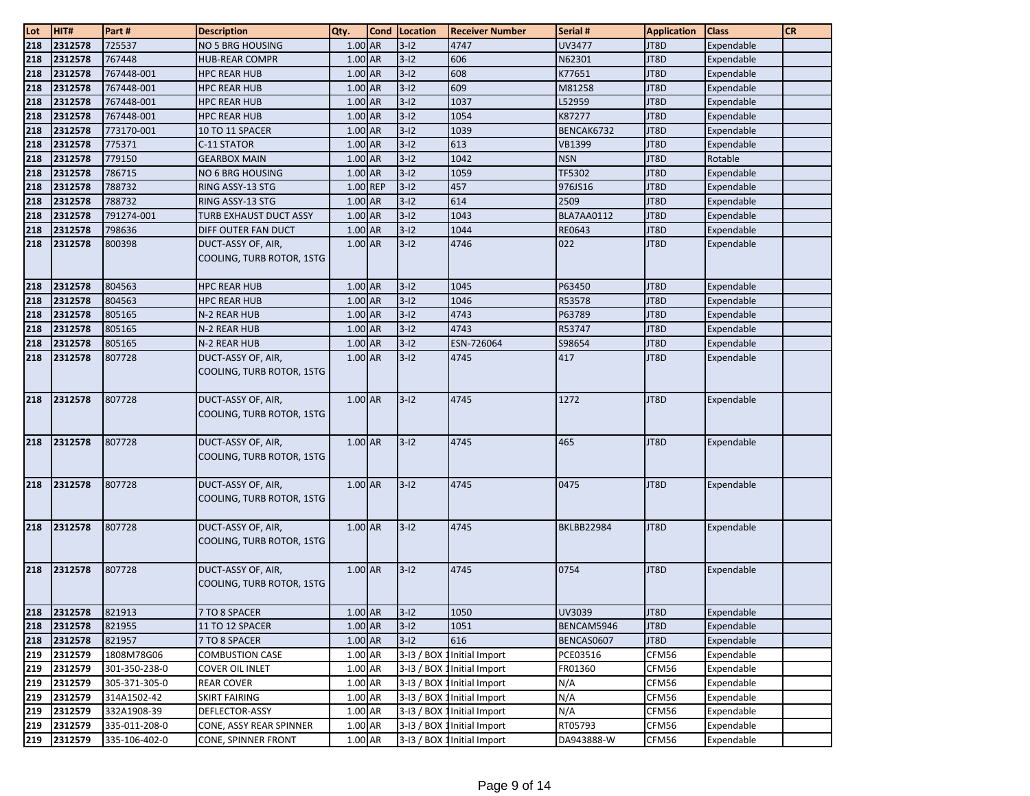| Lot | HIT# | Part # | Description | Qty. | Cond | Location | Receiver Number | Serial # | Application | Class | CR |
|---|---|---|---|---|---|---|---|---|---|---|---|
| 218 | 2312578 | 725537 | NO 5 BRG HOUSING | 1.00 | AR | 3-I2 | 4747 | UV3477 | JT8D | Expendable | |
| 218 | 2312578 | 767448 | HUB-REAR COMPR | 1.00 | AR | 3-I2 | 606 | N62301 | JT8D | Expendable | |
| 218 | 2312578 | 767448-001 | HPC REAR HUB | 1.00 | AR | 3-I2 | 608 | K77651 | JT8D | Expendable | |
| 218 | 2312578 | 767448-001 | HPC REAR HUB | 1.00 | AR | 3-I2 | 609 | M81258 | JT8D | Expendable | |
| 218 | 2312578 | 767448-001 | HPC REAR HUB | 1.00 | AR | 3-I2 | 1037 | L52959 | JT8D | Expendable | |
| 218 | 2312578 | 767448-001 | HPC REAR HUB | 1.00 | AR | 3-I2 | 1054 | K87277 | JT8D | Expendable | |
| 218 | 2312578 | 773170-001 | 10 TO 11 SPACER | 1.00 | AR | 3-I2 | 1039 | BENCAK6732 | JT8D | Expendable | |
| 218 | 2312578 | 775371 | C-11 STATOR | 1.00 | AR | 3-I2 | 613 | VB1399 | JT8D | Expendable | |
| 218 | 2312578 | 779150 | GEARBOX MAIN | 1.00 | AR | 3-I2 | 1042 | NSN | JT8D | Rotable | |
| 218 | 2312578 | 786715 | NO 6 BRG HOUSING | 1.00 | AR | 3-I2 | 1059 | TF5302 | JT8D | Expendable | |
| 218 | 2312578 | 788732 | RING ASSY-13 STG | 1.00 | REP | 3-I2 | 457 | 976JS16 | JT8D | Expendable | |
| 218 | 2312578 | 788732 | RING ASSY-13 STG | 1.00 | AR | 3-I2 | 614 | 2509 | JT8D | Expendable | |
| 218 | 2312578 | 791274-001 | TURB EXHAUST DUCT ASSY | 1.00 | AR | 3-I2 | 1043 | BLA7AA0112 | JT8D | Expendable | |
| 218 | 2312578 | 798636 | DIFF OUTER FAN DUCT | 1.00 | AR | 3-I2 | 1044 | RE0643 | JT8D | Expendable | |
| 218 | 2312578 | 800398 | DUCT-ASSY OF, AIR, COOLING, TURB ROTOR, 1STG | 1.00 | AR | 3-I2 | 4746 | 022 | JT8D | Expendable | |
| 218 | 2312578 | 804563 | HPC REAR HUB | 1.00 | AR | 3-I2 | 1045 | P63450 | JT8D | Expendable | |
| 218 | 2312578 | 804563 | HPC REAR HUB | 1.00 | AR | 3-I2 | 1046 | R53578 | JT8D | Expendable | |
| 218 | 2312578 | 805165 | N-2 REAR HUB | 1.00 | AR | 3-I2 | 4743 | P63789 | JT8D | Expendable | |
| 218 | 2312578 | 805165 | N-2 REAR HUB | 1.00 | AR | 3-I2 | 4743 | R53747 | JT8D | Expendable | |
| 218 | 2312578 | 805165 | N-2 REAR HUB | 1.00 | AR | 3-I2 | ESN-726064 | S98654 | JT8D | Expendable | |
| 218 | 2312578 | 807728 | DUCT-ASSY OF, AIR, COOLING, TURB ROTOR, 1STG | 1.00 | AR | 3-I2 | 4745 | 417 | JT8D | Expendable | |
| 218 | 2312578 | 807728 | DUCT-ASSY OF, AIR, COOLING, TURB ROTOR, 1STG | 1.00 | AR | 3-I2 | 4745 | 1272 | JT8D | Expendable | |
| 218 | 2312578 | 807728 | DUCT-ASSY OF, AIR, COOLING, TURB ROTOR, 1STG | 1.00 | AR | 3-I2 | 4745 | 465 | JT8D | Expendable | |
| 218 | 2312578 | 807728 | DUCT-ASSY OF, AIR, COOLING, TURB ROTOR, 1STG | 1.00 | AR | 3-I2 | 4745 | 0475 | JT8D | Expendable | |
| 218 | 2312578 | 807728 | DUCT-ASSY OF, AIR, COOLING, TURB ROTOR, 1STG | 1.00 | AR | 3-I2 | 4745 | BKLBB22984 | JT8D | Expendable | |
| 218 | 2312578 | 807728 | DUCT-ASSY OF, AIR, COOLING, TURB ROTOR, 1STG | 1.00 | AR | 3-I2 | 4745 | 0754 | JT8D | Expendable | |
| 218 | 2312578 | 821913 | 7 TO 8 SPACER | 1.00 | AR | 3-I2 | 1050 | UV3039 | JT8D | Expendable | |
| 218 | 2312578 | 821955 | 11 TO 12 SPACER | 1.00 | AR | 3-I2 | 1051 | BENCAM5946 | JT8D | Expendable | |
| 218 | 2312578 | 821957 | 7 TO 8 SPACER | 1.00 | AR | 3-I2 | 616 | BENCAS0607 | JT8D | Expendable | |
| 219 | 2312579 | 1808M78G06 | COMBUSTION CASE | 1.00 | AR | 3-I3 / BOX 1 | Initial Import | PCE03516 | CFM56 | Expendable | |
| 219 | 2312579 | 301-350-238-0 | COVER OIL INLET | 1.00 | AR | 3-I3 / BOX 1 | Initial Import | FR01360 | CFM56 | Expendable | |
| 219 | 2312579 | 305-371-305-0 | REAR COVER | 1.00 | AR | 3-I3 / BOX 1 | Initial Import | N/A | CFM56 | Expendable | |
| 219 | 2312579 | 314A1502-42 | SKIRT FAIRING | 1.00 | AR | 3-I3 / BOX 1 | Initial Import | N/A | CFM56 | Expendable | |
| 219 | 2312579 | 332A1908-39 | DEFLECTOR-ASSY | 1.00 | AR | 3-I3 / BOX 1 | Initial Import | N/A | CFM56 | Expendable | |
| 219 | 2312579 | 335-011-208-0 | CONE, ASSY REAR SPINNER | 1.00 | AR | 3-I3 / BOX 1 | Initial Import | RT05793 | CFM56 | Expendable | |
| 219 | 2312579 | 335-106-402-0 | CONE, SPINNER FRONT | 1.00 | AR | 3-I3 / BOX 1 | Initial Import | DA943888-W | CFM56 | Expendable | |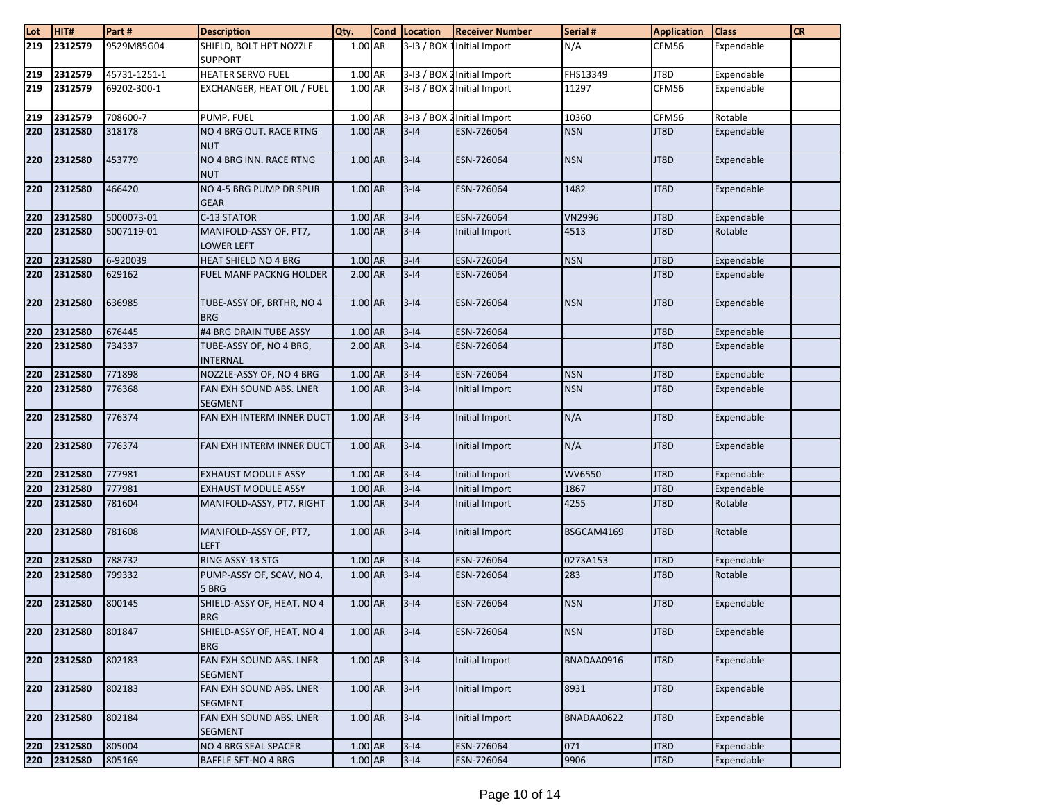| Lot | HIT# | Part # | Description | Qty. | Cond | Location | Receiver Number | Serial # | Application | Class | CR |
|---|---|---|---|---|---|---|---|---|---|---|---|
| 219 | 2312579 | 9529M85G04 | SHIELD, BOLT HPT NOZZLE SUPPORT | 1.00 | AR | 3-I3 / BOX 1 | Initial Import | N/A | CFM56 | Expendable | |
| 219 | 2312579 | 45731-1251-1 | HEATER SERVO FUEL | 1.00 | AR | 3-I3 / BOX 2 | Initial Import | FHS13349 | JT8D | Expendable | |
| 219 | 2312579 | 69202-300-1 | EXCHANGER, HEAT OIL / FUEL | 1.00 | AR | 3-I3 / BOX 2 | Initial Import | 11297 | CFM56 | Expendable | |
| 219 | 2312579 | 708600-7 | PUMP, FUEL | 1.00 | AR | 3-I3 / BOX 2 | Initial Import | 10360 | CFM56 | Rotable | |
| 220 | 2312580 | 318178 | NO 4 BRG OUT. RACE RTNG NUT | 1.00 | AR | 3-I4 | ESN-726064 | NSN | JT8D | Expendable | |
| 220 | 2312580 | 453779 | NO 4 BRG INN. RACE RTNG NUT | 1.00 | AR | 3-I4 | ESN-726064 | NSN | JT8D | Expendable | |
| 220 | 2312580 | 466420 | NO 4-5 BRG PUMP DR SPUR GEAR | 1.00 | AR | 3-I4 | ESN-726064 | 1482 | JT8D | Expendable | |
| 220 | 2312580 | 5000073-01 | C-13 STATOR | 1.00 | AR | 3-I4 | ESN-726064 | VN2996 | JT8D | Expendable | |
| 220 | 2312580 | 5007119-01 | MANIFOLD-ASSY OF, PT7, LOWER LEFT | 1.00 | AR | 3-I4 | Initial Import | 4513 | JT8D | Rotable | |
| 220 | 2312580 | 6-920039 | HEAT SHIELD NO 4 BRG | 1.00 | AR | 3-I4 | ESN-726064 | NSN | JT8D | Expendable | |
| 220 | 2312580 | 629162 | FUEL MANF PACKNG HOLDER | 2.00 | AR | 3-I4 | ESN-726064 | | JT8D | Expendable | |
| 220 | 2312580 | 636985 | TUBE-ASSY OF, BRTHR, NO 4 BRG | 1.00 | AR | 3-I4 | ESN-726064 | NSN | JT8D | Expendable | |
| 220 | 2312580 | 676445 | #4 BRG DRAIN TUBE ASSY | 1.00 | AR | 3-I4 | ESN-726064 | | JT8D | Expendable | |
| 220 | 2312580 | 734337 | TUBE-ASSY OF, NO 4 BRG, INTERNAL | 2.00 | AR | 3-I4 | ESN-726064 | | JT8D | Expendable | |
| 220 | 2312580 | 771898 | NOZZLE-ASSY OF, NO 4 BRG | 1.00 | AR | 3-I4 | ESN-726064 | NSN | JT8D | Expendable | |
| 220 | 2312580 | 776368 | FAN EXH SOUND ABS. LNER SEGMENT | 1.00 | AR | 3-I4 | Initial Import | NSN | JT8D | Expendable | |
| 220 | 2312580 | 776374 | FAN EXH INTERM INNER DUCT | 1.00 | AR | 3-I4 | Initial Import | N/A | JT8D | Expendable | |
| 220 | 2312580 | 776374 | FAN EXH INTERM INNER DUCT | 1.00 | AR | 3-I4 | Initial Import | N/A | JT8D | Expendable | |
| 220 | 2312580 | 777981 | EXHAUST MODULE ASSY | 1.00 | AR | 3-I4 | Initial Import | WV6550 | JT8D | Expendable | |
| 220 | 2312580 | 777981 | EXHAUST MODULE ASSY | 1.00 | AR | 3-I4 | Initial Import | 1867 | JT8D | Expendable | |
| 220 | 2312580 | 781604 | MANIFOLD-ASSY, PT7, RIGHT | 1.00 | AR | 3-I4 | Initial Import | 4255 | JT8D | Rotable | |
| 220 | 2312580 | 781608 | MANIFOLD-ASSY OF, PT7, LEFT | 1.00 | AR | 3-I4 | Initial Import | BSGCAM4169 | JT8D | Rotable | |
| 220 | 2312580 | 788732 | RING ASSY-13 STG | 1.00 | AR | 3-I4 | ESN-726064 | 0273A153 | JT8D | Expendable | |
| 220 | 2312580 | 799332 | PUMP-ASSY OF, SCAV, NO 4, 5 BRG | 1.00 | AR | 3-I4 | ESN-726064 | 283 | JT8D | Rotable | |
| 220 | 2312580 | 800145 | SHIELD-ASSY OF, HEAT, NO 4 BRG | 1.00 | AR | 3-I4 | ESN-726064 | NSN | JT8D | Expendable | |
| 220 | 2312580 | 801847 | SHIELD-ASSY OF, HEAT, NO 4 BRG | 1.00 | AR | 3-I4 | ESN-726064 | NSN | JT8D | Expendable | |
| 220 | 2312580 | 802183 | FAN EXH SOUND ABS. LNER SEGMENT | 1.00 | AR | 3-I4 | Initial Import | BNADAA0916 | JT8D | Expendable | |
| 220 | 2312580 | 802183 | FAN EXH SOUND ABS. LNER SEGMENT | 1.00 | AR | 3-I4 | Initial Import | 8931 | JT8D | Expendable | |
| 220 | 2312580 | 802184 | FAN EXH SOUND ABS. LNER SEGMENT | 1.00 | AR | 3-I4 | Initial Import | BNADAA0622 | JT8D | Expendable | |
| 220 | 2312580 | 805004 | NO 4 BRG SEAL SPACER | 1.00 | AR | 3-I4 | ESN-726064 | 071 | JT8D | Expendable | |
| 220 | 2312580 | 805169 | BAFFLE SET-NO 4 BRG | 1.00 | AR | 3-I4 | ESN-726064 | 9906 | JT8D | Expendable | |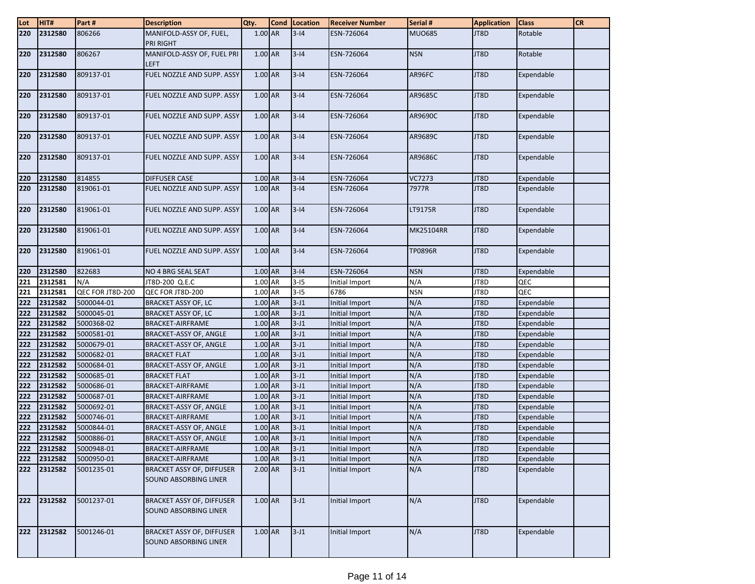| Lot | HIT# | Part # | Description | Qty. | Cond | Location | Receiver Number | Serial # | Application | Class | CR |
|---|---|---|---|---|---|---|---|---|---|---|---|
| 220 | 2312580 | 806266 | MANIFOLD-ASSY OF, FUEL, PRI RIGHT | 1.00 | AR | 3-I4 | ESN-726064 | MUO685 | JT8D | Rotable | |
| 220 | 2312580 | 806267 | MANIFOLD-ASSY OF, FUEL PRI LEFT | 1.00 | AR | 3-I4 | ESN-726064 | NSN | JT8D | Rotable | |
| 220 | 2312580 | 809137-01 | FUEL NOZZLE AND SUPP. ASSY | 1.00 | AR | 3-I4 | ESN-726064 | AR96FC | JT8D | Expendable | |
| 220 | 2312580 | 809137-01 | FUEL NOZZLE AND SUPP. ASSY | 1.00 | AR | 3-I4 | ESN-726064 | AR9685C | JT8D | Expendable | |
| 220 | 2312580 | 809137-01 | FUEL NOZZLE AND SUPP. ASSY | 1.00 | AR | 3-I4 | ESN-726064 | AR9690C | JT8D | Expendable | |
| 220 | 2312580 | 809137-01 | FUEL NOZZLE AND SUPP. ASSY | 1.00 | AR | 3-I4 | ESN-726064 | AR9689C | JT8D | Expendable | |
| 220 | 2312580 | 809137-01 | FUEL NOZZLE AND SUPP. ASSY | 1.00 | AR | 3-I4 | ESN-726064 | AR9686C | JT8D | Expendable | |
| 220 | 2312580 | 814855 | DIFFUSER CASE | 1.00 | AR | 3-I4 | ESN-726064 | VC7273 | JT8D | Expendable | |
| 220 | 2312580 | 819061-01 | FUEL NOZZLE AND SUPP. ASSY | 1.00 | AR | 3-I4 | ESN-726064 | 7977R | JT8D | Expendable | |
| 220 | 2312580 | 819061-01 | FUEL NOZZLE AND SUPP. ASSY | 1.00 | AR | 3-I4 | ESN-726064 | LT9175R | JT8D | Expendable | |
| 220 | 2312580 | 819061-01 | FUEL NOZZLE AND SUPP. ASSY | 1.00 | AR | 3-I4 | ESN-726064 | MK25104RR | JT8D | Expendable | |
| 220 | 2312580 | 819061-01 | FUEL NOZZLE AND SUPP. ASSY | 1.00 | AR | 3-I4 | ESN-726064 | TP0896R | JT8D | Expendable | |
| 220 | 2312580 | 822683 | NO 4 BRG SEAL SEAT | 1.00 | AR | 3-I4 | ESN-726064 | NSN | JT8D | Expendable | |
| 221 | 2312581 | N/A | JT8D-200 Q.E.C | 1.00 | AR | 3-I5 | Initial Import | N/A | JT8D | QEC | |
| 221 | 2312581 | QEC FOR JT8D-200 | QEC FOR JT8D-200 | 1.00 | AR | 3-I5 | 6786 | NSN | JT8D | QEC | |
| 222 | 2312582 | 5000044-01 | BRACKET ASSY OF, LC | 1.00 | AR | 3-J1 | Initial Import | N/A | JT8D | Expendable | |
| 222 | 2312582 | 5000045-01 | BRACKET ASSY OF, LC | 1.00 | AR | 3-J1 | Initial Import | N/A | JT8D | Expendable | |
| 222 | 2312582 | 5000368-02 | BRACKET-AIRFRAME | 1.00 | AR | 3-J1 | Initial Import | N/A | JT8D | Expendable | |
| 222 | 2312582 | 5000581-01 | BRACKET-ASSY OF, ANGLE | 1.00 | AR | 3-J1 | Initial Import | N/A | JT8D | Expendable | |
| 222 | 2312582 | 5000679-01 | BRACKET-ASSY OF, ANGLE | 1.00 | AR | 3-J1 | Initial Import | N/A | JT8D | Expendable | |
| 222 | 2312582 | 5000682-01 | BRACKET FLAT | 1.00 | AR | 3-J1 | Initial Import | N/A | JT8D | Expendable | |
| 222 | 2312582 | 5000684-01 | BRACKET-ASSY OF, ANGLE | 1.00 | AR | 3-J1 | Initial Import | N/A | JT8D | Expendable | |
| 222 | 2312582 | 5000685-01 | BRACKET FLAT | 1.00 | AR | 3-J1 | Initial Import | N/A | JT8D | Expendable | |
| 222 | 2312582 | 5000686-01 | BRACKET-AIRFRAME | 1.00 | AR | 3-J1 | Initial Import | N/A | JT8D | Expendable | |
| 222 | 2312582 | 5000687-01 | BRACKET-AIRFRAME | 1.00 | AR | 3-J1 | Initial Import | N/A | JT8D | Expendable | |
| 222 | 2312582 | 5000692-01 | BRACKET-ASSY OF, ANGLE | 1.00 | AR | 3-J1 | Initial Import | N/A | JT8D | Expendable | |
| 222 | 2312582 | 5000746-01 | BRACKET-AIRFRAME | 1.00 | AR | 3-J1 | Initial Import | N/A | JT8D | Expendable | |
| 222 | 2312582 | 5000844-01 | BRACKET-ASSY OF, ANGLE | 1.00 | AR | 3-J1 | Initial Import | N/A | JT8D | Expendable | |
| 222 | 2312582 | 5000886-01 | BRACKET-ASSY OF, ANGLE | 1.00 | AR | 3-J1 | Initial Import | N/A | JT8D | Expendable | |
| 222 | 2312582 | 5000948-01 | BRACKET-AIRFRAME | 1.00 | AR | 3-J1 | Initial Import | N/A | JT8D | Expendable | |
| 222 | 2312582 | 5000950-01 | BRACKET-AIRFRAME | 1.00 | AR | 3-J1 | Initial Import | N/A | JT8D | Expendable | |
| 222 | 2312582 | 5001235-01 | BRACKET ASSY OF, DIFFUSER SOUND ABSORBING LINER | 2.00 | AR | 3-J1 | Initial Import | N/A | JT8D | Expendable | |
| 222 | 2312582 | 5001237-01 | BRACKET ASSY OF, DIFFUSER SOUND ABSORBING LINER | 1.00 | AR | 3-J1 | Initial Import | N/A | JT8D | Expendable | |
| 222 | 2312582 | 5001246-01 | BRACKET ASSY OF, DIFFUSER SOUND ABSORBING LINER | 1.00 | AR | 3-J1 | Initial Import | N/A | JT8D | Expendable | |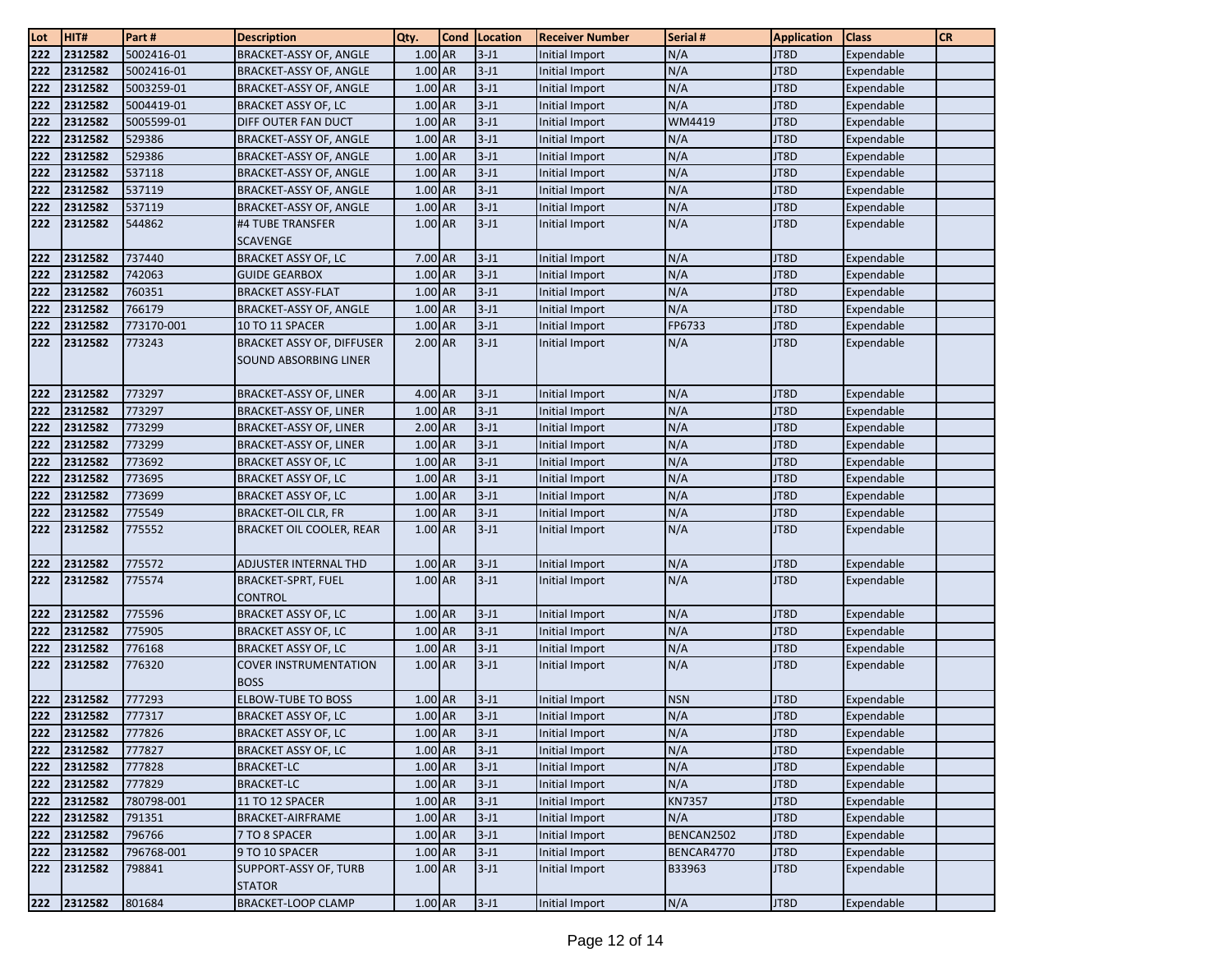| Lot | HIT# | Part # | Description | Qty. | Cond | Location | Receiver Number | Serial # | Application | Class | CR |
|---|---|---|---|---|---|---|---|---|---|---|---|
| 222 | 2312582 | 5002416-01 | BRACKET-ASSY OF, ANGLE | 1.00 | AR | 3-J1 | Initial Import | N/A | JT8D | Expendable | |
| 222 | 2312582 | 5002416-01 | BRACKET-ASSY OF, ANGLE | 1.00 | AR | 3-J1 | Initial Import | N/A | JT8D | Expendable | |
| 222 | 2312582 | 5003259-01 | BRACKET-ASSY OF, ANGLE | 1.00 | AR | 3-J1 | Initial Import | N/A | JT8D | Expendable | |
| 222 | 2312582 | 5004419-01 | BRACKET ASSY OF, LC | 1.00 | AR | 3-J1 | Initial Import | N/A | JT8D | Expendable | |
| 222 | 2312582 | 5005599-01 | DIFF OUTER FAN DUCT | 1.00 | AR | 3-J1 | Initial Import | WM4419 | JT8D | Expendable | |
| 222 | 2312582 | 529386 | BRACKET-ASSY OF, ANGLE | 1.00 | AR | 3-J1 | Initial Import | N/A | JT8D | Expendable | |
| 222 | 2312582 | 529386 | BRACKET-ASSY OF, ANGLE | 1.00 | AR | 3-J1 | Initial Import | N/A | JT8D | Expendable | |
| 222 | 2312582 | 537118 | BRACKET-ASSY OF, ANGLE | 1.00 | AR | 3-J1 | Initial Import | N/A | JT8D | Expendable | |
| 222 | 2312582 | 537119 | BRACKET-ASSY OF, ANGLE | 1.00 | AR | 3-J1 | Initial Import | N/A | JT8D | Expendable | |
| 222 | 2312582 | 537119 | BRACKET-ASSY OF, ANGLE | 1.00 | AR | 3-J1 | Initial Import | N/A | JT8D | Expendable | |
| 222 | 2312582 | 544862 | #4 TUBE TRANSFER SCAVENGE | 1.00 | AR | 3-J1 | Initial Import | N/A | JT8D | Expendable | |
| 222 | 2312582 | 737440 | BRACKET ASSY OF, LC | 7.00 | AR | 3-J1 | Initial Import | N/A | JT8D | Expendable | |
| 222 | 2312582 | 742063 | GUIDE GEARBOX | 1.00 | AR | 3-J1 | Initial Import | N/A | JT8D | Expendable | |
| 222 | 2312582 | 760351 | BRACKET ASSY-FLAT | 1.00 | AR | 3-J1 | Initial Import | N/A | JT8D | Expendable | |
| 222 | 2312582 | 766179 | BRACKET-ASSY OF, ANGLE | 1.00 | AR | 3-J1 | Initial Import | N/A | JT8D | Expendable | |
| 222 | 2312582 | 773170-001 | 10 TO 11 SPACER | 1.00 | AR | 3-J1 | Initial Import | FP6733 | JT8D | Expendable | |
| 222 | 2312582 | 773243 | BRACKET ASSY OF, DIFFUSER SOUND ABSORBING LINER | 2.00 | AR | 3-J1 | Initial Import | N/A | JT8D | Expendable | |
| 222 | 2312582 | 773297 | BRACKET-ASSY OF, LINER | 4.00 | AR | 3-J1 | Initial Import | N/A | JT8D | Expendable | |
| 222 | 2312582 | 773297 | BRACKET-ASSY OF, LINER | 1.00 | AR | 3-J1 | Initial Import | N/A | JT8D | Expendable | |
| 222 | 2312582 | 773299 | BRACKET-ASSY OF, LINER | 2.00 | AR | 3-J1 | Initial Import | N/A | JT8D | Expendable | |
| 222 | 2312582 | 773299 | BRACKET-ASSY OF, LINER | 1.00 | AR | 3-J1 | Initial Import | N/A | JT8D | Expendable | |
| 222 | 2312582 | 773692 | BRACKET ASSY OF, LC | 1.00 | AR | 3-J1 | Initial Import | N/A | JT8D | Expendable | |
| 222 | 2312582 | 773695 | BRACKET ASSY OF, LC | 1.00 | AR | 3-J1 | Initial Import | N/A | JT8D | Expendable | |
| 222 | 2312582 | 773699 | BRACKET ASSY OF, LC | 1.00 | AR | 3-J1 | Initial Import | N/A | JT8D | Expendable | |
| 222 | 2312582 | 775549 | BRACKET-OIL CLR, FR | 1.00 | AR | 3-J1 | Initial Import | N/A | JT8D | Expendable | |
| 222 | 2312582 | 775552 | BRACKET OIL COOLER, REAR | 1.00 | AR | 3-J1 | Initial Import | N/A | JT8D | Expendable | |
| 222 | 2312582 | 775572 | ADJUSTER INTERNAL THD | 1.00 | AR | 3-J1 | Initial Import | N/A | JT8D | Expendable | |
| 222 | 2312582 | 775574 | BRACKET-SPRT, FUEL CONTROL | 1.00 | AR | 3-J1 | Initial Import | N/A | JT8D | Expendable | |
| 222 | 2312582 | 775596 | BRACKET ASSY OF, LC | 1.00 | AR | 3-J1 | Initial Import | N/A | JT8D | Expendable | |
| 222 | 2312582 | 775905 | BRACKET ASSY OF, LC | 1.00 | AR | 3-J1 | Initial Import | N/A | JT8D | Expendable | |
| 222 | 2312582 | 776168 | BRACKET ASSY OF, LC | 1.00 | AR | 3-J1 | Initial Import | N/A | JT8D | Expendable | |
| 222 | 2312582 | 776320 | COVER INSTRUMENTATION BOSS | 1.00 | AR | 3-J1 | Initial Import | N/A | JT8D | Expendable | |
| 222 | 2312582 | 777293 | ELBOW-TUBE TO BOSS | 1.00 | AR | 3-J1 | Initial Import | NSN | JT8D | Expendable | |
| 222 | 2312582 | 777317 | BRACKET ASSY OF, LC | 1.00 | AR | 3-J1 | Initial Import | N/A | JT8D | Expendable | |
| 222 | 2312582 | 777826 | BRACKET ASSY OF, LC | 1.00 | AR | 3-J1 | Initial Import | N/A | JT8D | Expendable | |
| 222 | 2312582 | 777827 | BRACKET ASSY OF, LC | 1.00 | AR | 3-J1 | Initial Import | N/A | JT8D | Expendable | |
| 222 | 2312582 | 777828 | BRACKET-LC | 1.00 | AR | 3-J1 | Initial Import | N/A | JT8D | Expendable | |
| 222 | 2312582 | 777829 | BRACKET-LC | 1.00 | AR | 3-J1 | Initial Import | N/A | JT8D | Expendable | |
| 222 | 2312582 | 780798-001 | 11 TO 12 SPACER | 1.00 | AR | 3-J1 | Initial Import | KN7357 | JT8D | Expendable | |
| 222 | 2312582 | 791351 | BRACKET-AIRFRAME | 1.00 | AR | 3-J1 | Initial Import | N/A | JT8D | Expendable | |
| 222 | 2312582 | 796766 | 7 TO 8 SPACER | 1.00 | AR | 3-J1 | Initial Import | BENCAN2502 | JT8D | Expendable | |
| 222 | 2312582 | 796768-001 | 9 TO 10 SPACER | 1.00 | AR | 3-J1 | Initial Import | BENCAR4770 | JT8D | Expendable | |
| 222 | 2312582 | 798841 | SUPPORT-ASSY OF, TURB STATOR | 1.00 | AR | 3-J1 | Initial Import | B33963 | JT8D | Expendable | |
| 222 | 2312582 | 801684 | BRACKET-LOOP CLAMP | 1.00 | AR | 3-J1 | Initial Import | N/A | JT8D | Expendable | |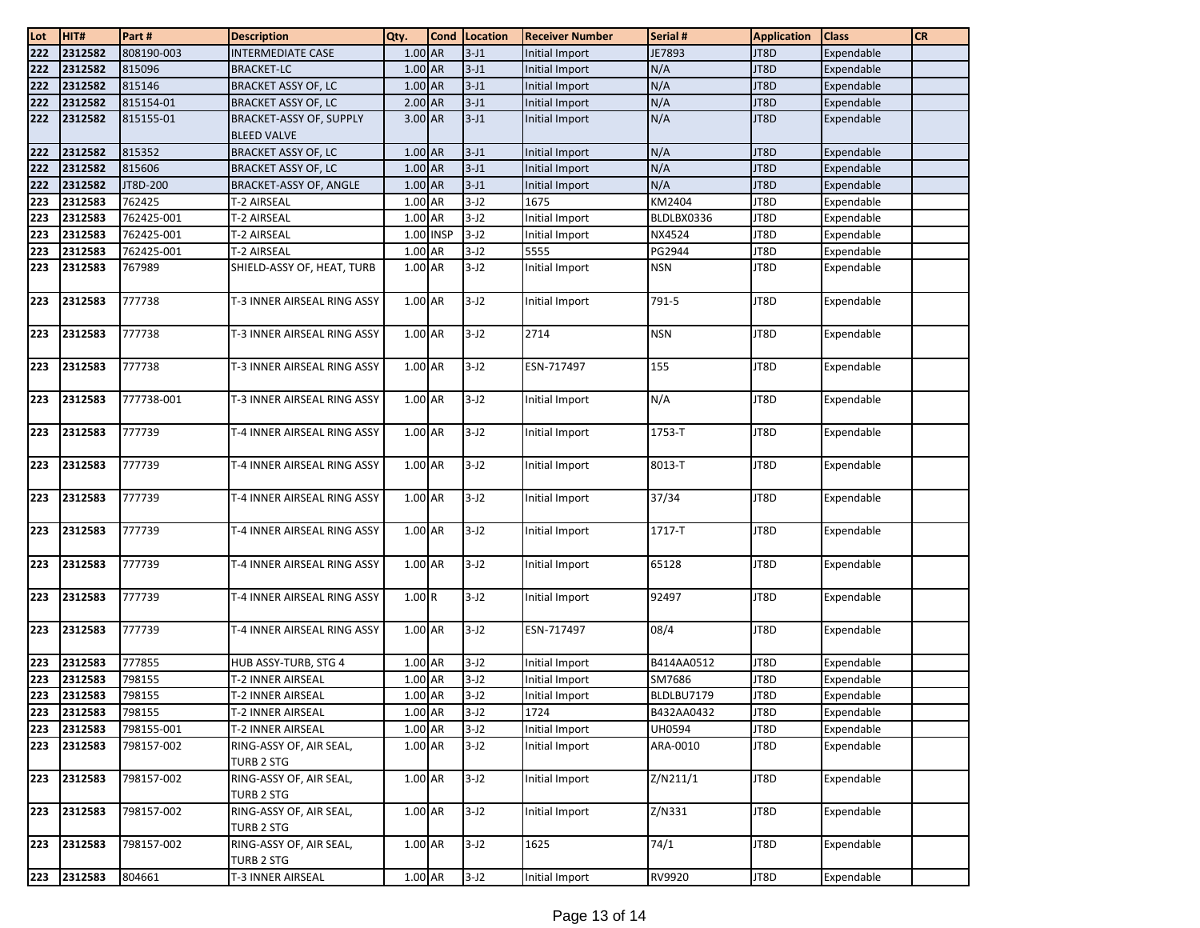| Lot | HIT# | Part # | Description | Qty. | Cond | Location | Receiver Number | Serial # | Application | Class | CR |
|---|---|---|---|---|---|---|---|---|---|---|---|
| 222 | 2312582 | 808190-003 | INTERMEDIATE CASE | 1.00 | AR | 3-J1 | Initial Import | JE7893 | JT8D | Expendable | |
| 222 | 2312582 | 815096 | BRACKET-LC | 1.00 | AR | 3-J1 | Initial Import | N/A | JT8D | Expendable | |
| 222 | 2312582 | 815146 | BRACKET ASSY OF, LC | 1.00 | AR | 3-J1 | Initial Import | N/A | JT8D | Expendable | |
| 222 | 2312582 | 815154-01 | BRACKET ASSY OF, LC | 2.00 | AR | 3-J1 | Initial Import | N/A | JT8D | Expendable | |
| 222 | 2312582 | 815155-01 | BRACKET-ASSY OF, SUPPLY BLEED VALVE | 3.00 | AR | 3-J1 | Initial Import | N/A | JT8D | Expendable | |
| 222 | 2312582 | 815352 | BRACKET ASSY OF, LC | 1.00 | AR | 3-J1 | Initial Import | N/A | JT8D | Expendable | |
| 222 | 2312582 | 815606 | BRACKET ASSY OF, LC | 1.00 | AR | 3-J1 | Initial Import | N/A | JT8D | Expendable | |
| 222 | 2312582 | JT8D-200 | BRACKET-ASSY OF, ANGLE | 1.00 | AR | 3-J1 | Initial Import | N/A | JT8D | Expendable | |
| 223 | 2312583 | 762425 | T-2 AIRSEAL | 1.00 | AR | 3-J2 | 1675 | KM2404 | JT8D | Expendable | |
| 223 | 2312583 | 762425-001 | T-2 AIRSEAL | 1.00 | AR | 3-J2 | Initial Import | BLDLBX0336 | JT8D | Expendable | |
| 223 | 2312583 | 762425-001 | T-2 AIRSEAL | 1.00 | INSP | 3-J2 | Initial Import | NX4524 | JT8D | Expendable | |
| 223 | 2312583 | 762425-001 | T-2 AIRSEAL | 1.00 | AR | 3-J2 | 5555 | PG2944 | JT8D | Expendable | |
| 223 | 2312583 | 767989 | SHIELD-ASSY OF, HEAT, TURB | 1.00 | AR | 3-J2 | Initial Import | NSN | JT8D | Expendable | |
| 223 | 2312583 | 777738 | T-3 INNER AIRSEAL RING ASSY | 1.00 | AR | 3-J2 | Initial Import | 791-5 | JT8D | Expendable | |
| 223 | 2312583 | 777738 | T-3 INNER AIRSEAL RING ASSY | 1.00 | AR | 3-J2 | 2714 | NSN | JT8D | Expendable | |
| 223 | 2312583 | 777738 | T-3 INNER AIRSEAL RING ASSY | 1.00 | AR | 3-J2 | ESN-717497 | 155 | JT8D | Expendable | |
| 223 | 2312583 | 777738-001 | T-3 INNER AIRSEAL RING ASSY | 1.00 | AR | 3-J2 | Initial Import | N/A | JT8D | Expendable | |
| 223 | 2312583 | 777739 | T-4 INNER AIRSEAL RING ASSY | 1.00 | AR | 3-J2 | Initial Import | 1753-T | JT8D | Expendable | |
| 223 | 2312583 | 777739 | T-4 INNER AIRSEAL RING ASSY | 1.00 | AR | 3-J2 | Initial Import | 8013-T | JT8D | Expendable | |
| 223 | 2312583 | 777739 | T-4 INNER AIRSEAL RING ASSY | 1.00 | AR | 3-J2 | Initial Import | 37/34 | JT8D | Expendable | |
| 223 | 2312583 | 777739 | T-4 INNER AIRSEAL RING ASSY | 1.00 | AR | 3-J2 | Initial Import | 1717-T | JT8D | Expendable | |
| 223 | 2312583 | 777739 | T-4 INNER AIRSEAL RING ASSY | 1.00 | AR | 3-J2 | Initial Import | 65128 | JT8D | Expendable | |
| 223 | 2312583 | 777739 | T-4 INNER AIRSEAL RING ASSY | 1.00 | R | 3-J2 | Initial Import | 92497 | JT8D | Expendable | |
| 223 | 2312583 | 777739 | T-4 INNER AIRSEAL RING ASSY | 1.00 | AR | 3-J2 | ESN-717497 | 08/4 | JT8D | Expendable | |
| 223 | 2312583 | 777855 | HUB ASSY-TURB, STG 4 | 1.00 | AR | 3-J2 | Initial Import | B414AA0512 | JT8D | Expendable | |
| 223 | 2312583 | 798155 | T-2 INNER AIRSEAL | 1.00 | AR | 3-J2 | Initial Import | SM7686 | JT8D | Expendable | |
| 223 | 2312583 | 798155 | T-2 INNER AIRSEAL | 1.00 | AR | 3-J2 | Initial Import | BLDLBU7179 | JT8D | Expendable | |
| 223 | 2312583 | 798155 | T-2 INNER AIRSEAL | 1.00 | AR | 3-J2 | 1724 | B432AA0432 | JT8D | Expendable | |
| 223 | 2312583 | 798155-001 | T-2 INNER AIRSEAL | 1.00 | AR | 3-J2 | Initial Import | UH0594 | JT8D | Expendable | |
| 223 | 2312583 | 798157-002 | RING-ASSY OF, AIR SEAL, TURB 2 STG | 1.00 | AR | 3-J2 | Initial Import | ARA-0010 | JT8D | Expendable | |
| 223 | 2312583 | 798157-002 | RING-ASSY OF, AIR SEAL, TURB 2 STG | 1.00 | AR | 3-J2 | Initial Import | Z/N211/1 | JT8D | Expendable | |
| 223 | 2312583 | 798157-002 | RING-ASSY OF, AIR SEAL, TURB 2 STG | 1.00 | AR | 3-J2 | Initial Import | Z/N331 | JT8D | Expendable | |
| 223 | 2312583 | 798157-002 | RING-ASSY OF, AIR SEAL, TURB 2 STG | 1.00 | AR | 3-J2 | 1625 | 74/1 | JT8D | Expendable | |
| 223 | 2312583 | 804661 | T-3 INNER AIRSEAL | 1.00 | AR | 3-J2 | Initial Import | RV9920 | JT8D | Expendable | |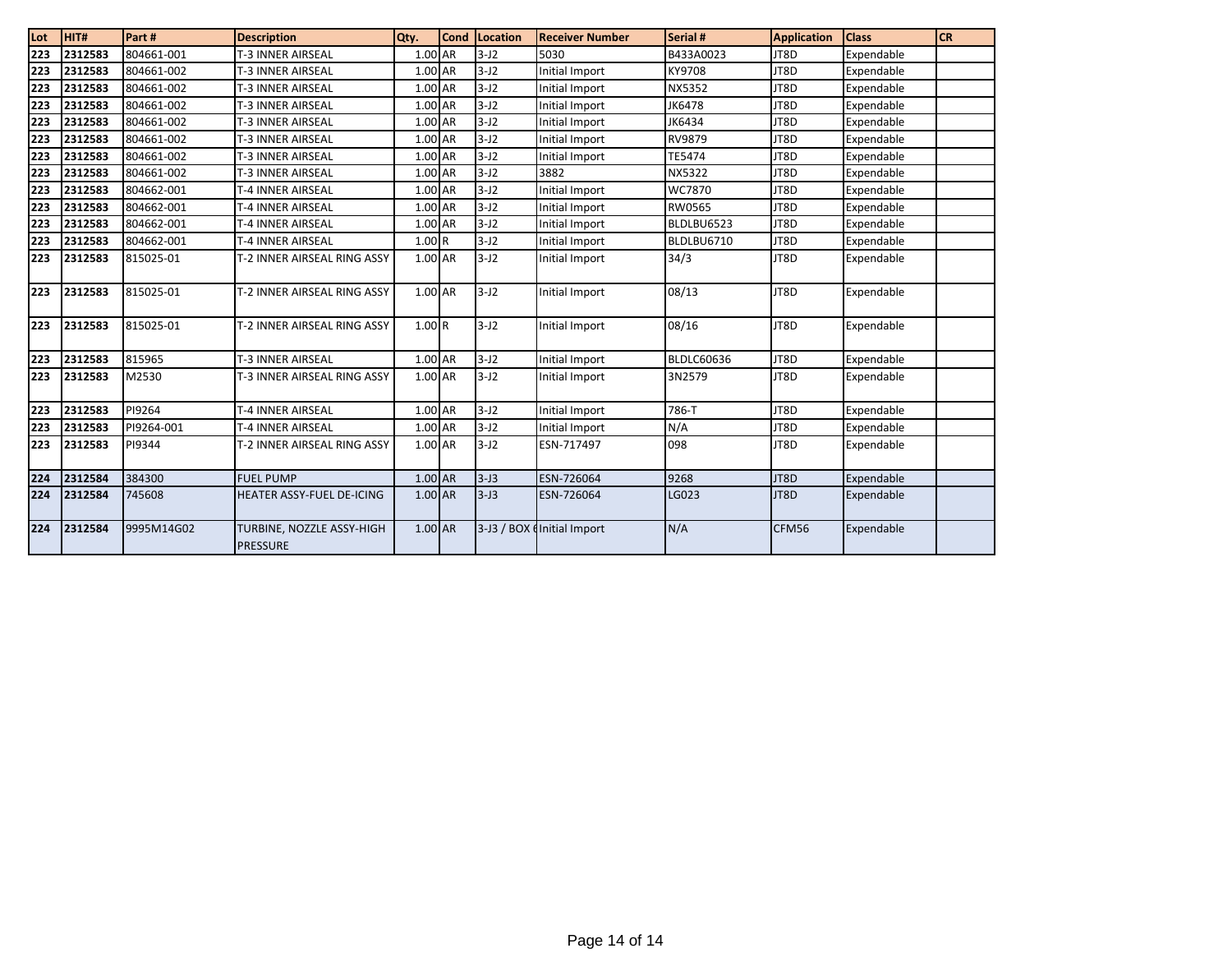| Lot | HIT# | Part # | Description | Qty. | Cond | Location | Receiver Number | Serial # | Application | Class | CR |
|---|---|---|---|---|---|---|---|---|---|---|---|
| 223 | 2312583 | 804661-001 | T-3 INNER AIRSEAL | 1.00 | AR | 3-J2 | 5030 | B433A0023 | JT8D | Expendable | |
| 223 | 2312583 | 804661-002 | T-3 INNER AIRSEAL | 1.00 | AR | 3-J2 | Initial Import | KY9708 | JT8D | Expendable | |
| 223 | 2312583 | 804661-002 | T-3 INNER AIRSEAL | 1.00 | AR | 3-J2 | Initial Import | NX5352 | JT8D | Expendable | |
| 223 | 2312583 | 804661-002 | T-3 INNER AIRSEAL | 1.00 | AR | 3-J2 | Initial Import | JK6478 | JT8D | Expendable | |
| 223 | 2312583 | 804661-002 | T-3 INNER AIRSEAL | 1.00 | AR | 3-J2 | Initial Import | JK6434 | JT8D | Expendable | |
| 223 | 2312583 | 804661-002 | T-3 INNER AIRSEAL | 1.00 | AR | 3-J2 | Initial Import | RV9879 | JT8D | Expendable | |
| 223 | 2312583 | 804661-002 | T-3 INNER AIRSEAL | 1.00 | AR | 3-J2 | Initial Import | TE5474 | JT8D | Expendable | |
| 223 | 2312583 | 804661-002 | T-3 INNER AIRSEAL | 1.00 | AR | 3-J2 | 3882 | NX5322 | JT8D | Expendable | |
| 223 | 2312583 | 804662-001 | T-4 INNER AIRSEAL | 1.00 | AR | 3-J2 | Initial Import | WC7870 | JT8D | Expendable | |
| 223 | 2312583 | 804662-001 | T-4 INNER AIRSEAL | 1.00 | AR | 3-J2 | Initial Import | RW0565 | JT8D | Expendable | |
| 223 | 2312583 | 804662-001 | T-4 INNER AIRSEAL | 1.00 | AR | 3-J2 | Initial Import | BLDLBU6523 | JT8D | Expendable | |
| 223 | 2312583 | 804662-001 | T-4 INNER AIRSEAL | 1.00 | R | 3-J2 | Initial Import | BLDLBU6710 | JT8D | Expendable | |
| 223 | 2312583 | 815025-01 | T-2 INNER AIRSEAL RING ASSY | 1.00 | AR | 3-J2 | Initial Import | 34/3 | JT8D | Expendable | |
| 223 | 2312583 | 815025-01 | T-2 INNER AIRSEAL RING ASSY | 1.00 | AR | 3-J2 | Initial Import | 08/13 | JT8D | Expendable | |
| 223 | 2312583 | 815025-01 | T-2 INNER AIRSEAL RING ASSY | 1.00 | R | 3-J2 | Initial Import | 08/16 | JT8D | Expendable | |
| 223 | 2312583 | 815965 | T-3 INNER AIRSEAL | 1.00 | AR | 3-J2 | Initial Import | BLDLC60636 | JT8D | Expendable | |
| 223 | 2312583 | M2530 | T-3 INNER AIRSEAL RING ASSY | 1.00 | AR | 3-J2 | Initial Import | 3N2579 | JT8D | Expendable | |
| 223 | 2312583 | PI9264 | T-4 INNER AIRSEAL | 1.00 | AR | 3-J2 | Initial Import | 786-T | JT8D | Expendable | |
| 223 | 2312583 | PI9264-001 | T-4 INNER AIRSEAL | 1.00 | AR | 3-J2 | Initial Import | N/A | JT8D | Expendable | |
| 223 | 2312583 | PI9344 | T-2 INNER AIRSEAL RING ASSY | 1.00 | AR | 3-J2 | ESN-717497 | 098 | JT8D | Expendable | |
| 224 | 2312584 | 384300 | FUEL PUMP | 1.00 | AR | 3-J3 | ESN-726064 | 9268 | JT8D | Expendable | |
| 224 | 2312584 | 745608 | HEATER ASSY-FUEL DE-ICING | 1.00 | AR | 3-J3 | ESN-726064 | LG023 | JT8D | Expendable | |
| 224 | 2312584 | 9995M14G02 | TURBINE, NOZZLE ASSY-HIGH PRESSURE | 1.00 | AR | 3-J3 / BOX ( | Initial Import | N/A | CFM56 | Expendable | |